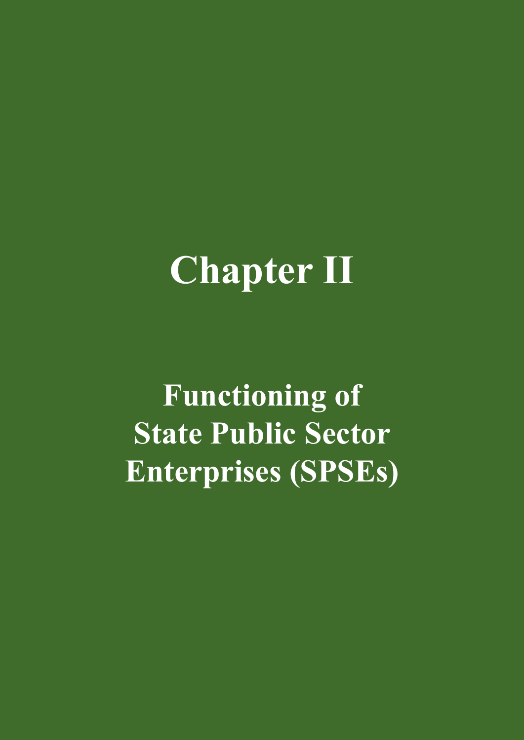# Chapter II

## Functioning of State Public Sector Enterprises (SPSEs)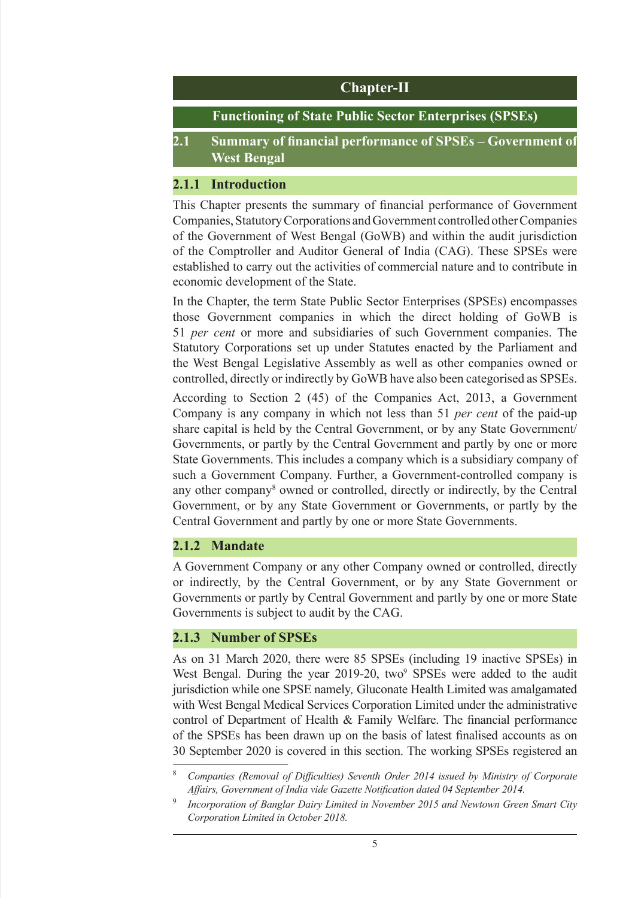# Chapter-II

## Functioning of State Public Sector Enterprises (SPSEs)

## 2.1 Summary of financial performance of SPSEs – Government of West Bengal

### 2.1.1 Introduction

This Chapter presents the summary of financial performance of Government Companies, Statutory Corporations and Government controlled other Companies of the Government of West Bengal (GoWB) and within the audit jurisdiction of the Comptroller and Auditor General of India (CAG). These SPSEs were established to carry out the activities of commercial nature and to contribute in economic development of the State.

In the Chapter, the term State Public Sector Enterprises (SPSEs) encompasses those Government companies in which the direct holding of GoWB is 51 *per cent* or more and subsidiaries of such Government companies. The Statutory Corporations set up under Statutes enacted by the Parliament and the West Bengal Legislative Assembly as well as other companies owned or controlled, directly or indirectly by GoWB have also been categorised as SPSEs.

According to Section 2 (45) of the Companies Act, 2013, a Government Company is any company in which not less than 51 *per cent* of the paid-up share capital is held by the Central Government, or by any State Government/ Governments, or partly by the Central Government and partly by one or more State Governments. This includes a company which is a subsidiary company of such a Government Company. Further, a Government-controlled company is any other company[8] owned or controlled, directly or indirectly, by the Central Government, or by any State Government or Governments, or partly by the Central Government and partly by one or more State Governments.

### 2.1.2 Mandate

A Government Company or any other Company owned or controlled, directly or indirectly, by the Central Government, or by any State Government or Governments or partly by Central Government and partly by one or more State Governments is subject to audit by the CAG.

### 2.1.3 Number of SPSEs

As on 31 March 2020, there were 85 SPSEs (including 19 inactive SPSEs) in West Bengal. During the year 2019-20, two[9] SPSEs were added to the audit jurisdiction while one SPSE namely, Gluconate Health Limited was amalgamated with West Bengal Medical Services Corporation Limited under the administrative control of Department of Health & Family Welfare. The financial performance of the SPSEs has been drawn up on the basis of latest finalised accounts as on 30 September 2020 is covered in this section. The working SPSEs registered an

---

[8] *Companies (Removal of Difficulties) Seventh Order 2014 issued by Ministry of Corporate Affairs, Government of India vide Gazette Notification dated 04 September 2014.*

[9] *Incorporation of Banglar Dairy Limited in November 2015 and Newtown Green Smart City Corporation Limited in October 2018.*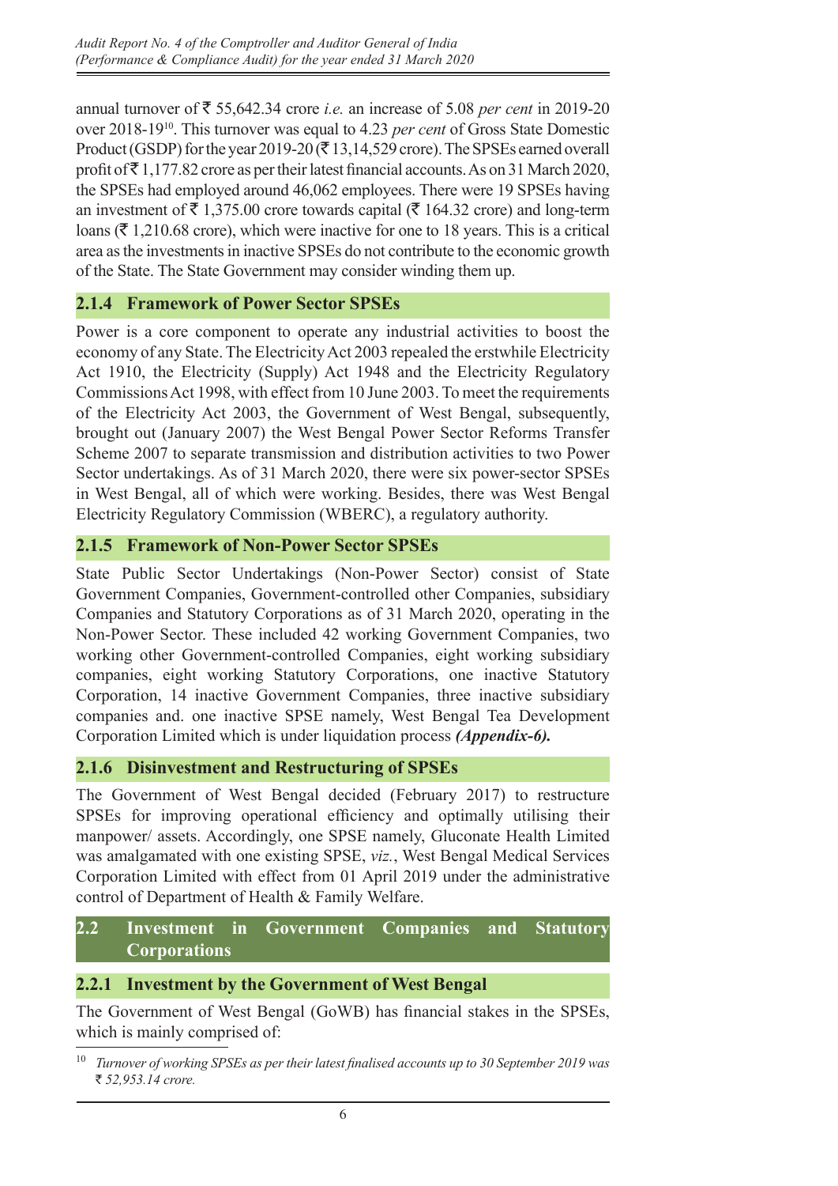annual turnover of ₹ 55,642.34 crore *i.e.* an increase of 5.08 *per cent* in 2019-20 over 2018-19[10]. This turnover was equal to 4.23 *per cent* of Gross State Domestic Product (GSDP) for the year 2019-20 (₹ 13,14,529 crore). The SPSEs earned overall profit of ₹ 1,177.82 crore as per their latest financial accounts. As on 31 March 2020, the SPSEs had employed around 46,062 employees. There were 19 SPSEs having an investment of ₹ 1,375.00 crore towards capital (₹ 164.32 crore) and long-term loans (₹ 1,210.68 crore), which were inactive for one to 18 years. This is a critical area as the investments in inactive SPSEs do not contribute to the economic growth of the State. The State Government may consider winding them up.

### 2.1.4 Framework of Power Sector SPSEs

Power is a core component to operate any industrial activities to boost the economy of any State. The Electricity Act 2003 repealed the erstwhile Electricity Act 1910, the Electricity (Supply) Act 1948 and the Electricity Regulatory Commissions Act 1998, with effect from 10 June 2003. To meet the requirements of the Electricity Act 2003, the Government of West Bengal, subsequently, brought out (January 2007) the West Bengal Power Sector Reforms Transfer Scheme 2007 to separate transmission and distribution activities to two Power Sector undertakings. As of 31 March 2020, there were six power-sector SPSEs in West Bengal, all of which were working. Besides, there was West Bengal Electricity Regulatory Commission (WBERC), a regulatory authority.

### 2.1.5 Framework of Non-Power Sector SPSEs

State Public Sector Undertakings (Non-Power Sector) consist of State Government Companies, Government-controlled other Companies, subsidiary Companies and Statutory Corporations as of 31 March 2020, operating in the Non-Power Sector. These included 42 working Government Companies, two working other Government-controlled Companies, eight working subsidiary companies, eight working Statutory Corporations, one inactive Statutory Corporation, 14 inactive Government Companies, three inactive subsidiary companies and. one inactive SPSE namely, West Bengal Tea Development Corporation Limited which is under liquidation process ***(Appendix-6).***

### 2.1.6 Disinvestment and Restructuring of SPSEs

The Government of West Bengal decided (February 2017) to restructure SPSEs for improving operational efficiency and optimally utilising their manpower/ assets. Accordingly, one SPSE namely, Gluconate Health Limited was amalgamated with one existing SPSE, *viz.*, West Bengal Medical Services Corporation Limited with effect from 01 April 2019 under the administrative control of Department of Health & Family Welfare.

## 2.2 Investment in Government Companies and Statutory Corporations

### 2.2.1 Investment by the Government of West Bengal

The Government of West Bengal (GoWB) has financial stakes in the SPSEs, which is mainly comprised of:

---

[10] *Turnover of working SPSEs as per their latest finalised accounts up to 30 September 2019 was ₹ 52,953.14 crore.*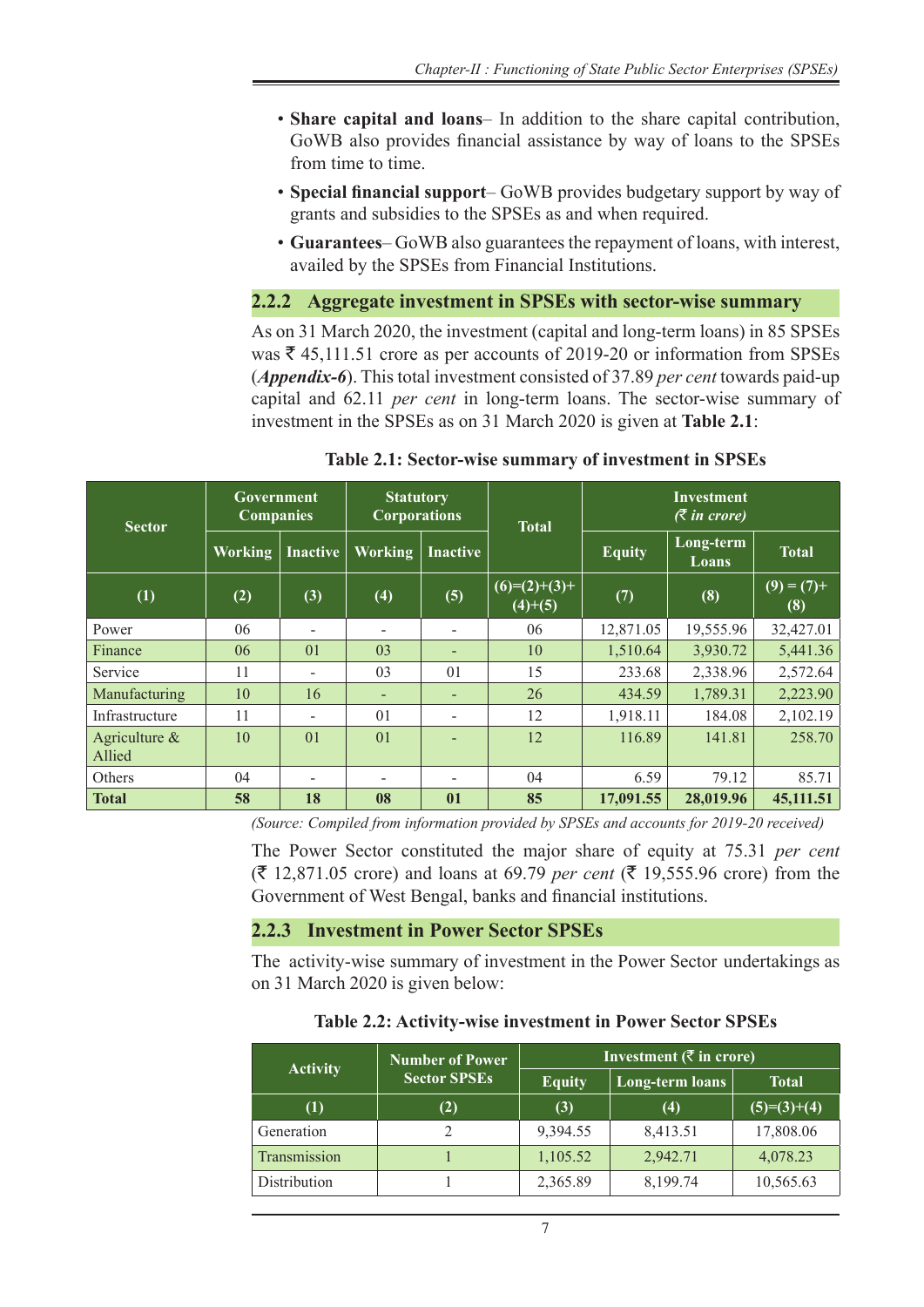- **Share capital and loans**– In addition to the share capital contribution, GoWB also provides financial assistance by way of loans to the SPSEs from time to time.
- **Special financial support**– GoWB provides budgetary support by way of grants and subsidies to the SPSEs as and when required.
- **Guarantees**– GoWB also guarantees the repayment of loans, with interest, availed by the SPSEs from Financial Institutions.

### 2.2.2 Aggregate investment in SPSEs with sector-wise summary

As on 31 March 2020, the investment (capital and long-term loans) in 85 SPSEs was ₹ 45,111.51 crore as per accounts of 2019-20 or information from SPSEs (***Appendix-6***). This total investment consisted of 37.89 *per cent* towards paid-up capital and 62.11 *per cent* in long-term loans. The sector-wise summary of investment in the SPSEs as on 31 March 2020 is given at **Table 2.1**:

**Table 2.1: Sector-wise summary of investment in SPSEs**

| Sector | Government Companies | | Statutory Corporations | | Total | Investment (₹ in crore) | | |
|---|---|---|---|---|---|---|---|---|
| | Working | Inactive | Working | Inactive | | Equity | Long-term Loans | Total |
| (1) | (2) | (3) | (4) | (5) | (6)=(2)+(3)+(4)+(5) | (7) | (8) | (9) = (7)+(8) |
| Power | 06 | - | - | - | 06 | 12,871.05 | 19,555.96 | 32,427.01 |
| Finance | 06 | 01 | 03 | - | 10 | 1,510.64 | 3,930.72 | 5,441.36 |
| Service | 11 | - | 03 | 01 | 15 | 233.68 | 2,338.96 | 2,572.64 |
| Manufacturing | 10 | 16 | - | - | 26 | 434.59 | 1,789.31 | 2,223.90 |
| Infrastructure | 11 | - | 01 | - | 12 | 1,918.11 | 184.08 | 2,102.19 |
| Agriculture & Allied | 10 | 01 | 01 | - | 12 | 116.89 | 141.81 | 258.70 |
| Others | 04 | - | - | - | 04 | 6.59 | 79.12 | 85.71 |
| **Total** | **58** | **18** | **08** | **01** | **85** | **17,091.55** | **28,019.96** | **45,111.51** |

*(Source: Compiled from information provided by SPSEs and accounts for 2019-20 received)*

The Power Sector constituted the major share of equity at 75.31 *per cent* (₹ 12,871.05 crore) and loans at 69.79 *per cent* (₹ 19,555.96 crore) from the Government of West Bengal, banks and financial institutions.

### 2.2.3 Investment in Power Sector SPSEs

The activity-wise summary of investment in the Power Sector undertakings as on 31 March 2020 is given below:

**Table 2.2: Activity-wise investment in Power Sector SPSEs**

| Activity | Number of Power Sector SPSEs | Investment (₹ in crore) | | |
|---|---|---|---|---|
| | | Equity | Long-term loans | Total |
| (1) | (2) | (3) | (4) | (5)=(3)+(4) |
| Generation | 2 | 9,394.55 | 8,413.51 | 17,808.06 |
| Transmission | 1 | 1,105.52 | 2,942.71 | 4,078.23 |
| Distribution | 1 | 2,365.89 | 8,199.74 | 10,565.63 |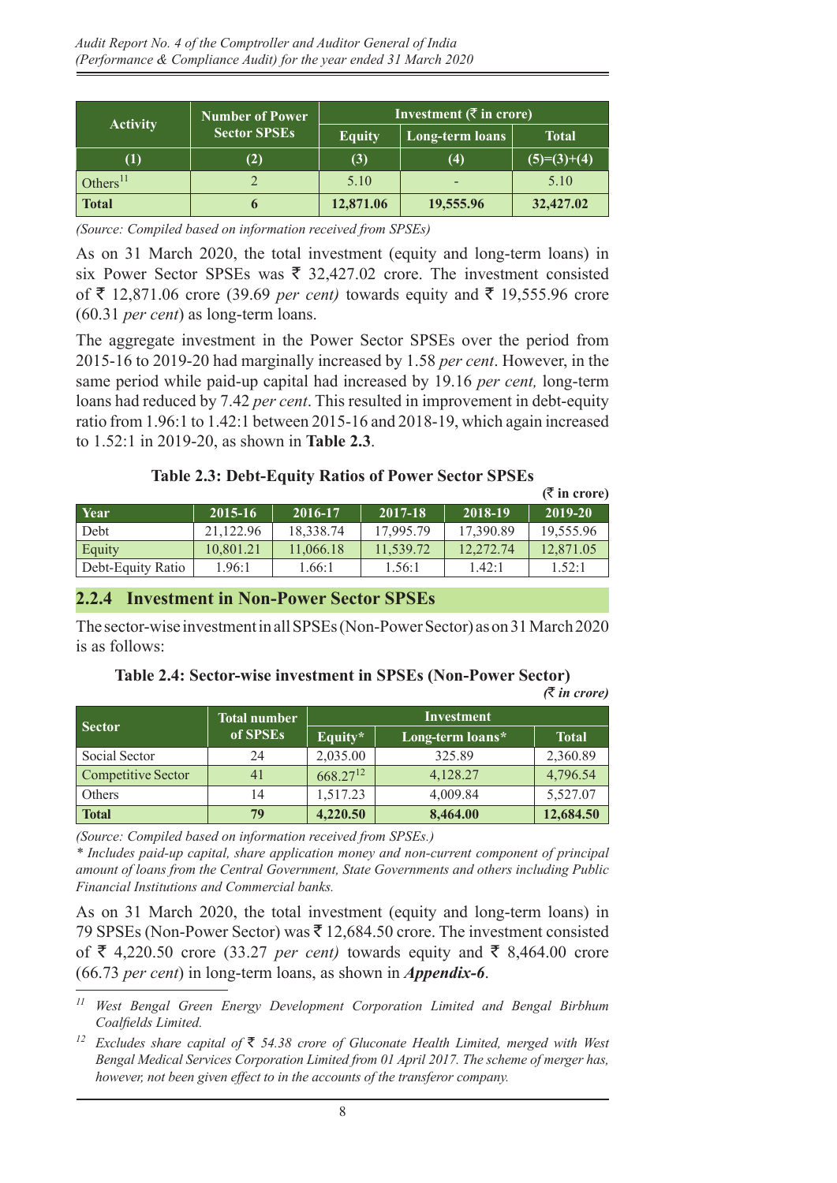| Activity | Number of Power Sector SPSEs | Investment (₹ in crore) | | |
|---|---|---|---|---|
| | | Equity | Long-term loans | Total |
| (1) | (2) | (3) | (4) | (5)=(3)+(4) |
| Others[11] | 2 | 5.10 | - | 5.10 |
| **Total** | **6** | **12,871.06** | **19,555.96** | **32,427.02** |

*(Source: Compiled based on information received from SPSEs)*

As on 31 March 2020, the total investment (equity and long-term loans) in six Power Sector SPSEs was ₹ 32,427.02 crore. The investment consisted of ₹ 12,871.06 crore (39.69 *per cent)* towards equity and ₹ 19,555.96 crore (60.31 *per cent*) as long-term loans.

The aggregate investment in the Power Sector SPSEs over the period from 2015-16 to 2019-20 had marginally increased by 1.58 *per cent*. However, in the same period while paid-up capital had increased by 19.16 *per cent,* long-term loans had reduced by 7.42 *per cent*. This resulted in improvement in debt-equity ratio from 1.96:1 to 1.42:1 between 2015-16 and 2018-19, which again increased to 1.52:1 in 2019-20, as shown in **Table 2.3**.

**Table 2.3: Debt-Equity Ratios of Power Sector SPSEs**

(₹ in crore)

| Year | 2015-16 | 2016-17 | 2017-18 | 2018-19 | 2019-20 |
|---|---|---|---|---|---|
| Debt | 21,122.96 | 18,338.74 | 17,995.79 | 17,390.89 | 19,555.96 |
| Equity | 10,801.21 | 11,066.18 | 11,539.72 | 12,272.74 | 12,871.05 |
| Debt-Equity Ratio | 1.96:1 | 1.66:1 | 1.56:1 | 1.42:1 | 1.52:1 |

### 2.2.4 Investment in Non-Power Sector SPSEs

The sector-wise investment in all SPSEs (Non-Power Sector) as on 31 March 2020 is as follows:

**Table 2.4: Sector-wise investment in SPSEs (Non-Power Sector)**

*(₹ in crore)*

| Sector | Total number of SPSEs | Investment | | |
|---|---|---|---|---|
| | | Equity* | Long-term loans* | Total |
| Social Sector | 24 | 2,035.00 | 325.89 | 2,360.89 |
| Competitive Sector | 41 | 668.27[12] | 4,128.27 | 4,796.54 |
| Others | 14 | 1,517.23 | 4,009.84 | 5,527.07 |
| **Total** | **79** | **4,220.50** | **8,464.00** | **12,684.50** |

*(Source: Compiled based on information received from SPSEs.)*

*\* Includes paid-up capital, share application money and non-current component of principal amount of loans from the Central Government, State Governments and others including Public Financial Institutions and Commercial banks.*

As on 31 March 2020, the total investment (equity and long-term loans) in 79 SPSEs (Non-Power Sector) was ₹ 12,684.50 crore. The investment consisted of ₹ 4,220.50 crore (33.27 *per cent)* towards equity and ₹ 8,464.00 crore (66.73 *per cent*) in long-term loans, as shown in ***Appendix-6***.

---

[11] *West Bengal Green Energy Development Corporation Limited and Bengal Birbhum Coalfields Limited.*

[12] *Excludes share capital of ₹ 54.38 crore of Gluconate Health Limited, merged with West Bengal Medical Services Corporation Limited from 01 April 2017. The scheme of merger has, however, not been given effect to in the accounts of the transferor company.*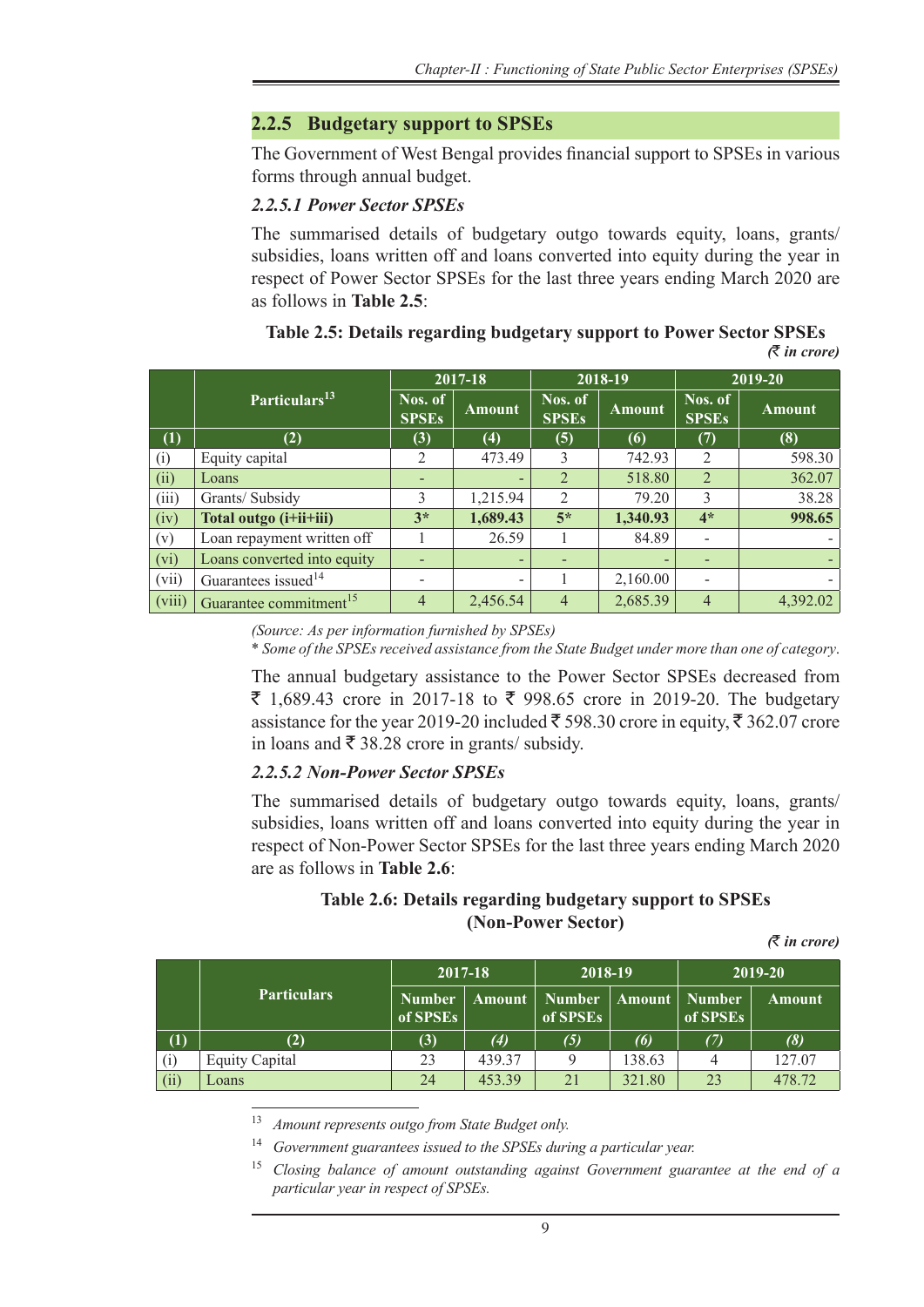## 2.2.5 Budgetary support to SPSEs

The Government of West Bengal provides financial support to SPSEs in various forms through annual budget.

### *2.2.5.1 Power Sector SPSEs*

The summarised details of budgetary outgo towards equity, loans, grants/ subsidies, loans written off and loans converted into equity during the year in respect of Power Sector SPSEs for the last three years ending March 2020 are as follows in **Table 2.5**:

**Table 2.5: Details regarding budgetary support to Power Sector SPSEs**

*(₹ in crore)*

| | Particulars[13] | 2017-18 | | 2018-19 | | 2019-20 | |
|---|---|---|---|---|---|---|---|
| | | Nos. of SPSEs | Amount | Nos. of SPSEs | Amount | Nos. of SPSEs | Amount |
| (1) | (2) | (3) | (4) | (5) | (6) | (7) | (8) |
| (i) | Equity capital | 2 | 473.49 | 3 | 742.93 | 2 | 598.30 |
| (ii) | Loans | - | - | 2 | 518.80 | 2 | 362.07 |
| (iii) | Grants/ Subsidy | 3 | 1,215.94 | 2 | 79.20 | 3 | 38.28 |
| (iv) | **Total outgo (i+ii+iii)** | **3*** | **1,689.43** | **5*** | **1,340.93** | **4*** | **998.65** |
| (v) | Loan repayment written off | 1 | 26.59 | 1 | 84.89 | - | - |
| (vi) | Loans converted into equity | - | - | - | - | - | - |
| (vii) | Guarantees issued[14] | - | - | 1 | 2,160.00 | - | - |
| (viii) | Guarantee commitment[15] | 4 | 2,456.54 | 4 | 2,685.39 | 4 | 4,392.02 |

*(Source: As per information furnished by SPSEs)*

*\* Some of the SPSEs received assistance from the State Budget under more than one of category.*

The annual budgetary assistance to the Power Sector SPSEs decreased from ₹ 1,689.43 crore in 2017-18 to ₹ 998.65 crore in 2019-20. The budgetary assistance for the year 2019-20 included ₹ 598.30 crore in equity, ₹ 362.07 crore in loans and ₹ 38.28 crore in grants/ subsidy.

### *2.2.5.2 Non-Power Sector SPSEs*

The summarised details of budgetary outgo towards equity, loans, grants/ subsidies, loans written off and loans converted into equity during the year in respect of Non-Power Sector SPSEs for the last three years ending March 2020 are as follows in **Table 2.6**:

**Table 2.6: Details regarding budgetary support to SPSEs (Non-Power Sector)**

*(₹ in crore)*

| | Particulars | 2017-18 | | 2018-19 | | 2019-20 | |
|---|---|---|---|---|---|---|---|
| | | Number of SPSEs | Amount | Number of SPSEs | Amount | Number of SPSEs | Amount |
| (1) | (2) | (3) | (4) | (5) | (6) | (7) | (8) |
| (i) | Equity Capital | 23 | 439.37 | 9 | 138.63 | 4 | 127.07 |
| (ii) | Loans | 24 | 453.39 | 21 | 321.80 | 23 | 478.72 |

---

[13] *Amount represents outgo from State Budget only.*

[14] *Government guarantees issued to the SPSEs during a particular year.*

[15] *Closing balance of amount outstanding against Government guarantee at the end of a particular year in respect of SPSEs.*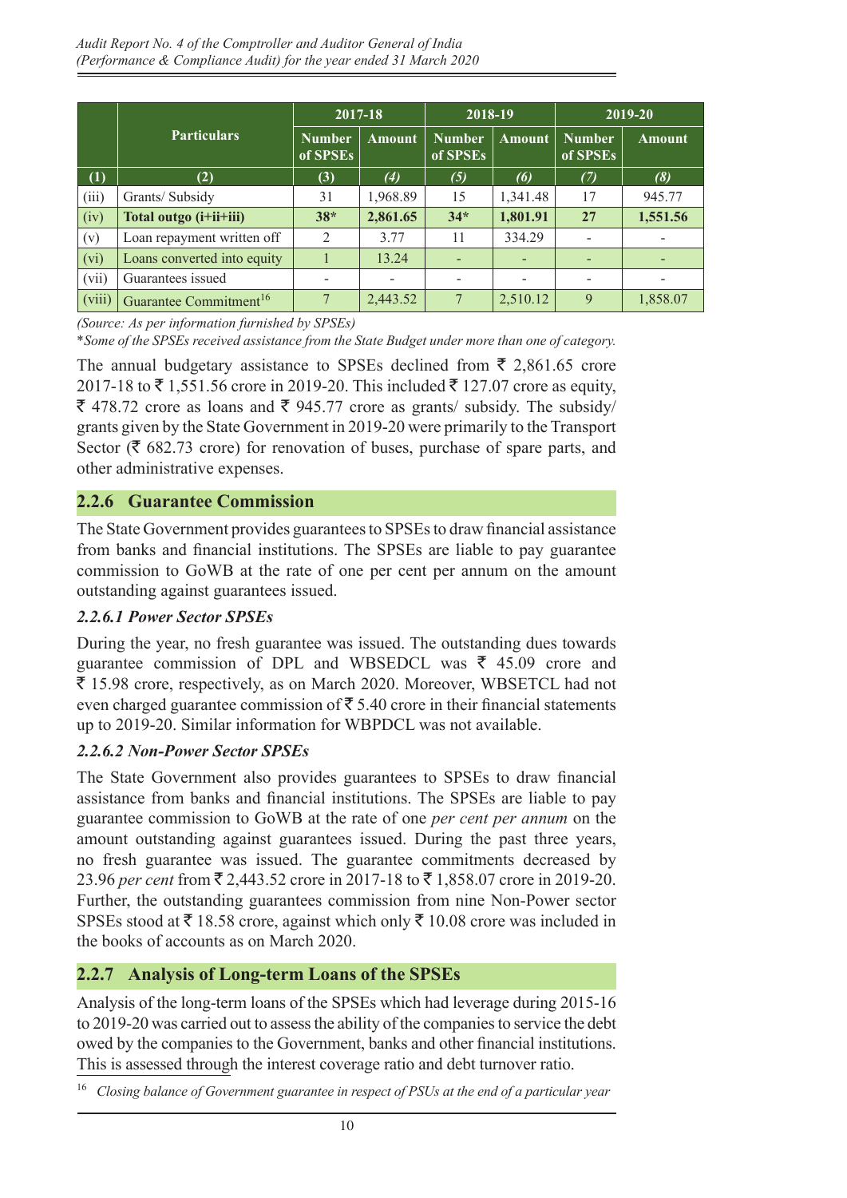| | Particulars | 2017-18 | | 2018-19 | | 2019-20 | |
|---|---|---|---|---|---|---|---|
| | | Number of SPSEs | Amount | Number of SPSEs | Amount | Number of SPSEs | Amount |
| (1) | (2) | (3) | (4) | (5) | (6) | (7) | (8) |
| (iii) | Grants/ Subsidy | 31 | 1,968.89 | 15 | 1,341.48 | 17 | 945.77 |
| (iv) | **Total outgo (i+ii+iii)** | **38*** | **2,861.65** | **34*** | **1,801.91** | **27** | **1,551.56** |
| (v) | Loan repayment written off | 2 | 3.77 | 11 | 334.29 | - | - |
| (vi) | Loans converted into equity | 1 | 13.24 | - | - | - | - |
| (vii) | Guarantees issued | - | - | - | - | - | - |
| (viii) | Guarantee Commitment[16] | 7 | 2,443.52 | 7 | 2,510.12 | 9 | 1,858.07 |

*(Source: As per information furnished by SPSEs)*

\**Some of the SPSEs received assistance from the State Budget under more than one of category.*

The annual budgetary assistance to SPSEs declined from ₹ 2,861.65 crore 2017-18 to ₹ 1,551.56 crore in 2019-20. This included ₹ 127.07 crore as equity, ₹ 478.72 crore as loans and ₹ 945.77 crore as grants/ subsidy. The subsidy/ grants given by the State Government in 2019-20 were primarily to the Transport Sector (₹ 682.73 crore) for renovation of buses, purchase of spare parts, and other administrative expenses.

## 2.2.6 Guarantee Commission

The State Government provides guarantees to SPSEs to draw financial assistance from banks and financial institutions. The SPSEs are liable to pay guarantee commission to GoWB at the rate of one per cent per annum on the amount outstanding against guarantees issued.

### *2.2.6.1 Power Sector SPSEs*

During the year, no fresh guarantee was issued. The outstanding dues towards guarantee commission of DPL and WBSEDCL was ₹ 45.09 crore and ₹ 15.98 crore, respectively, as on March 2020. Moreover, WBSETCL had not even charged guarantee commission of ₹ 5.40 crore in their financial statements up to 2019-20. Similar information for WBPDCL was not available.

### *2.2.6.2 Non-Power Sector SPSEs*

The State Government also provides guarantees to SPSEs to draw financial assistance from banks and financial institutions. The SPSEs are liable to pay guarantee commission to GoWB at the rate of one *per cent per annum* on the amount outstanding against guarantees issued. During the past three years, no fresh guarantee was issued. The guarantee commitments decreased by 23.96 *per cent* from ₹ 2,443.52 crore in 2017-18 to ₹ 1,858.07 crore in 2019-20. Further, the outstanding guarantees commission from nine Non-Power sector SPSEs stood at ₹ 18.58 crore, against which only ₹ 10.08 crore was included in the books of accounts as on March 2020.

## 2.2.7 Analysis of Long-term Loans of the SPSEs

Analysis of the long-term loans of the SPSEs which had leverage during 2015-16 to 2019-20 was carried out to assess the ability of the companies to service the debt owed by the companies to the Government, banks and other financial institutions. This is assessed through the interest coverage ratio and debt turnover ratio.

[16] *Closing balance of Government guarantee in respect of PSUs at the end of a particular year*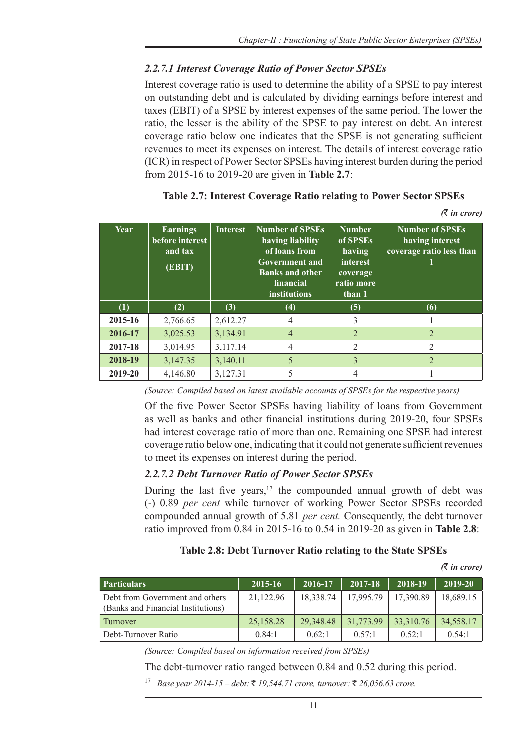### *2.2.7.1 Interest Coverage Ratio of Power Sector SPSEs*

Interest coverage ratio is used to determine the ability of a SPSE to pay interest on outstanding debt and is calculated by dividing earnings before interest and taxes (EBIT) of a SPSE by interest expenses of the same period. The lower the ratio, the lesser is the ability of the SPSE to pay interest on debt. An interest coverage ratio below one indicates that the SPSE is not generating sufficient revenues to meet its expenses on interest. The details of interest coverage ratio (ICR) in respect of Power Sector SPSEs having interest burden during the period from 2015-16 to 2019-20 are given in **Table 2.7**:

**Table 2.7: Interest Coverage Ratio relating to Power Sector SPSEs**

*(₹ in crore)*

| Year | Earnings before interest and tax (EBIT) | Interest | Number of SPSEs having liability of loans from Government and Banks and other financial institutions | Number of SPSEs having interest coverage ratio more than 1 | Number of SPSEs having interest coverage ratio less than 1 |
|---|---|---|---|---|---|
| (1) | (2) | (3) | (4) | (5) | (6) |
| 2015-16 | 2,766.65 | 2,612.27 | 4 | 3 | 1 |
| 2016-17 | 3,025.53 | 3,134.91 | 4 | 2 | 2 |
| 2017-18 | 3,014.95 | 3,117.14 | 4 | 2 | 2 |
| 2018-19 | 3,147.35 | 3,140.11 | 5 | 3 | 2 |
| 2019-20 | 4,146.80 | 3,127.31 | 5 | 4 | 1 |

*(Source: Compiled based on latest available accounts of SPSEs for the respective years)*

Of the five Power Sector SPSEs having liability of loans from Government as well as banks and other financial institutions during 2019-20, four SPSEs had interest coverage ratio of more than one. Remaining one SPSE had interest coverage ratio below one, indicating that it could not generate sufficient revenues to meet its expenses on interest during the period.

### *2.2.7.2 Debt Turnover Ratio of Power Sector SPSEs*

During the last five years,[17] the compounded annual growth of debt was (-) 0.89 *per cent* while turnover of working Power Sector SPSEs recorded compounded annual growth of 5.81 *per cent.* Consequently, the debt turnover ratio improved from 0.84 in 2015-16 to 0.54 in 2019-20 as given in **Table 2.8**:

**Table 2.8: Debt Turnover Ratio relating to the State SPSEs**

*(₹ in crore)*

| Particulars | 2015-16 | 2016-17 | 2017-18 | 2018-19 | 2019-20 |
|---|---|---|---|---|---|
| Debt from Government and others (Banks and Financial Institutions) | 21,122.96 | 18,338.74 | 17,995.79 | 17,390.89 | 18,689.15 |
| Turnover | 25,158.28 | 29,348.48 | 31,773.99 | 33,310.76 | 34,558.17 |
| Debt-Turnover Ratio | 0.84:1 | 0.62:1 | 0.57:1 | 0.52:1 | 0.54:1 |

*(Source: Compiled based on information received from SPSEs)*

The debt-turnover ratio ranged between 0.84 and 0.52 during this period.

[17] *Base year 2014-15 – debt: ₹ 19,544.71 crore, turnover: ₹ 26,056.63 crore.*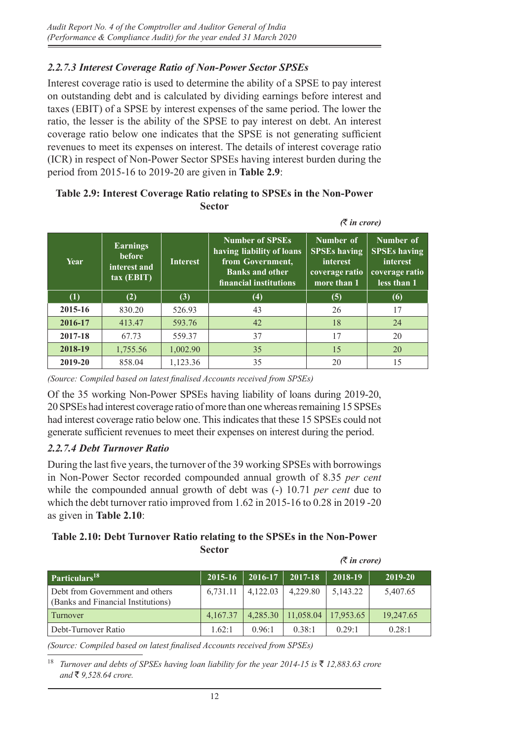### *2.2.7.3 Interest Coverage Ratio of Non-Power Sector SPSEs*

Interest coverage ratio is used to determine the ability of a SPSE to pay interest on outstanding debt and is calculated by dividing earnings before interest and taxes (EBIT) of a SPSE by interest expenses of the same period. The lower the ratio, the lesser is the ability of the SPSE to pay interest on debt. An interest coverage ratio below one indicates that the SPSE is not generating sufficient revenues to meet its expenses on interest. The details of interest coverage ratio (ICR) in respect of Non-Power Sector SPSEs having interest burden during the period from 2015-16 to 2019-20 are given in **Table 2.9**:

**Table 2.9: Interest Coverage Ratio relating to SPSEs in the Non-Power Sector**

*(₹ in crore)*

| Year | Earnings before interest and tax (EBIT) | Interest | Number of SPSEs having liability of loans from Government, Banks and other financial institutions | Number of SPSEs having interest coverage ratio more than 1 | Number of SPSEs having interest coverage ratio less than 1 |
|---|---|---|---|---|---|
| (1) | (2) | (3) | (4) | (5) | (6) |
| 2015-16 | 830.20 | 526.93 | 43 | 26 | 17 |
| 2016-17 | 413.47 | 593.76 | 42 | 18 | 24 |
| 2017-18 | 67.73 | 559.37 | 37 | 17 | 20 |
| 2018-19 | 1,755.56 | 1,002.90 | 35 | 15 | 20 |
| 2019-20 | 858.04 | 1,123.36 | 35 | 20 | 15 |

*(Source: Compiled based on latest finalised Accounts received from SPSEs)*

Of the 35 working Non-Power SPSEs having liability of loans during 2019-20, 20 SPSEs had interest coverage ratio of more than one whereas remaining 15 SPSEs had interest coverage ratio below one. This indicates that these 15 SPSEs could not generate sufficient revenues to meet their expenses on interest during the period.

### *2.2.7.4 Debt Turnover Ratio*

During the last five years, the turnover of the 39 working SPSEs with borrowings in Non-Power Sector recorded compounded annual growth of 8.35 *per cent* while the compounded annual growth of debt was (-) 10.71 *per cent* due to which the debt turnover ratio improved from 1.62 in 2015-16 to 0.28 in 2019 -20 as given in **Table 2.10**:

**Table 2.10: Debt Turnover Ratio relating to the SPSEs in the Non-Power Sector**

*(₹ in crore)*

| Particulars[18] | 2015-16 | 2016-17 | 2017-18 | 2018-19 | 2019-20 |
|---|---|---|---|---|---|
| Debt from Government and others (Banks and Financial Institutions) | 6,731.11 | 4,122.03 | 4,229.80 | 5,143.22 | 5,407.65 |
| Turnover | 4,167.37 | 4,285.30 | 11,058.04 | 17,953.65 | 19,247.65 |
| Debt-Turnover Ratio | 1.62:1 | 0.96:1 | 0.38:1 | 0.29:1 | 0.28:1 |

*(Source: Compiled based on latest finalised Accounts received from SPSEs)*

[18] *Turnover and debts of SPSEs having loan liability for the year 2014-15 is ₹ 12,883.63 crore and ₹ 9,528.64 crore.*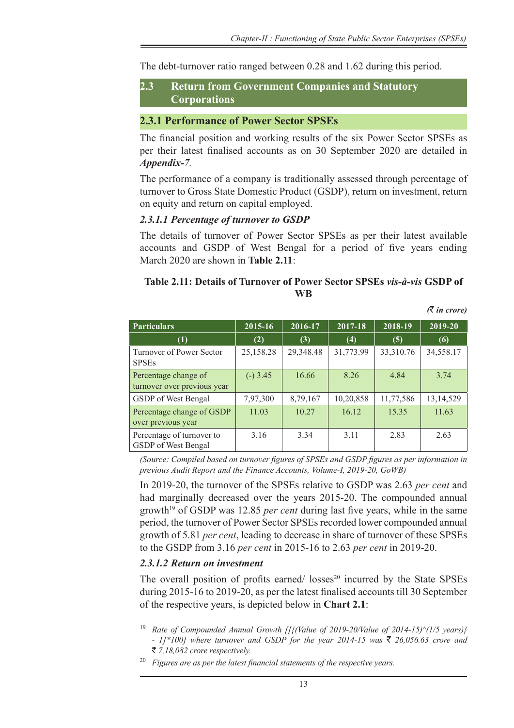The debt-turnover ratio ranged between 0.28 and 1.62 during this period.

## 2.3 Return from Government Companies and Statutory Corporations

### 2.3.1 Performance of Power Sector SPSEs

The financial position and working results of the six Power Sector SPSEs as per their latest finalised accounts as on 30 September 2020 are detailed in ***Appendix-7****.*

The performance of a company is traditionally assessed through percentage of turnover to Gross State Domestic Product (GSDP), return on investment, return on equity and return on capital employed.

#### *2.3.1.1 Percentage of turnover to GSDP*

The details of turnover of Power Sector SPSEs as per their latest available accounts and GSDP of West Bengal for a period of five years ending March 2020 are shown in **Table 2.11**:

**Table 2.11: Details of Turnover of Power Sector SPSEs *vis-à-vis* GSDP of WB**

*(₹ in crore)*

| Particulars | 2015-16 | 2016-17 | 2017-18 | 2018-19 | 2019-20 |
|---|---|---|---|---|---|
| (1) | (2) | (3) | (4) | (5) | (6) |
| Turnover of Power Sector SPSEs | 25,158.28 | 29,348.48 | 31,773.99 | 33,310.76 | 34,558.17 |
| Percentage change of turnover over previous year | (-) 3.45 | 16.66 | 8.26 | 4.84 | 3.74 |
| GSDP of West Bengal | 7,97,300 | 8,79,167 | 10,20,858 | 11,77,586 | 13,14,529 |
| Percentage change of GSDP over previous year | 11.03 | 10.27 | 16.12 | 15.35 | 11.63 |
| Percentage of turnover to GSDP of West Bengal | 3.16 | 3.34 | 3.11 | 2.83 | 2.63 |

*(Source: Compiled based on turnover figures of SPSEs and GSDP figures as per information in previous Audit Report and the Finance Accounts, Volume-I, 2019-20, GoWB)*

In 2019-20, the turnover of the SPSEs relative to GSDP was 2.63 *per cent* and had marginally decreased over the years 2015-20. The compounded annual growth[19] of GSDP was 12.85 *per cent* during last five years, while in the same period, the turnover of Power Sector SPSEs recorded lower compounded annual growth of 5.81 *per cent*, leading to decrease in share of turnover of these SPSEs to the GSDP from 3.16 *per cent* in 2015-16 to 2.63 *per cent* in 2019-20.

#### *2.3.1.2 Return on investment*

The overall position of profits earned/ losses[20] incurred by the State SPSEs during 2015-16 to 2019-20, as per the latest finalised accounts till 30 September of the respective years, is depicted below in **Chart 2.1**:

---

[19] *Rate of Compounded Annual Growth [[{(Value of 2019-20/Value of 2014-15)^(1/5 years)} - 1]*100] where turnover and GSDP for the year 2014-15 was ₹ 26,056.63 crore and ₹ 7,18,082 crore respectively.*

[20] *Figures are as per the latest financial statements of the respective years.*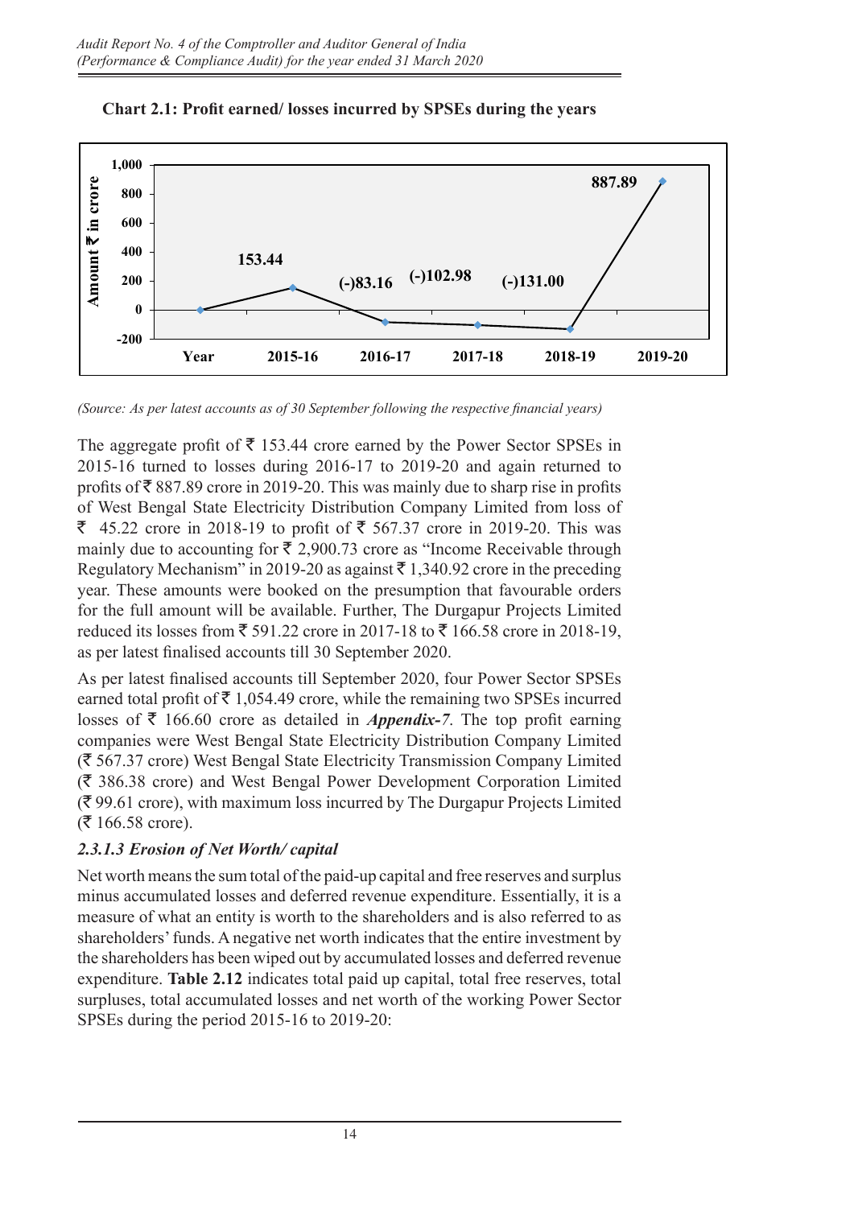**Chart 2.1: Profit earned/ losses incurred by SPSEs during the years**

| Year | 2015-16 | 2016-17 | 2017-18 | 2018-19 | 2019-20 |
|---|---|---|---|---|---|
| Amount ₹ in crore | 153.44 | (-)83.16 | (-)102.98 | (-)131.00 | 887.89 |

*(Source: As per latest accounts as of 30 September following the respective financial years)*

The aggregate profit of ₹ 153.44 crore earned by the Power Sector SPSEs in 2015-16 turned to losses during 2016-17 to 2019-20 and again returned to profits of ₹ 887.89 crore in 2019-20. This was mainly due to sharp rise in profits of West Bengal State Electricity Distribution Company Limited from loss of ₹ 45.22 crore in 2018-19 to profit of ₹ 567.37 crore in 2019-20. This was mainly due to accounting for ₹ 2,900.73 crore as "Income Receivable through Regulatory Mechanism" in 2019-20 as against ₹ 1,340.92 crore in the preceding year. These amounts were booked on the presumption that favourable orders for the full amount will be available. Further, The Durgapur Projects Limited reduced its losses from ₹ 591.22 crore in 2017-18 to ₹ 166.58 crore in 2018-19, as per latest finalised accounts till 30 September 2020.

As per latest finalised accounts till September 2020, four Power Sector SPSEs earned total profit of ₹ 1,054.49 crore, while the remaining two SPSEs incurred losses of ₹ 166.60 crore as detailed in ***Appendix-7***. The top profit earning companies were West Bengal State Electricity Distribution Company Limited (₹ 567.37 crore) West Bengal State Electricity Transmission Company Limited (₹ 386.38 crore) and West Bengal Power Development Corporation Limited (₹ 99.61 crore), with maximum loss incurred by The Durgapur Projects Limited (₹ 166.58 crore).

### *2.3.1.3 Erosion of Net Worth/ capital*

Net worth means the sum total of the paid-up capital and free reserves and surplus minus accumulated losses and deferred revenue expenditure. Essentially, it is a measure of what an entity is worth to the shareholders and is also referred to as shareholders' funds. A negative net worth indicates that the entire investment by the shareholders has been wiped out by accumulated losses and deferred revenue expenditure. **Table 2.12** indicates total paid up capital, total free reserves, total surpluses, total accumulated losses and net worth of the working Power Sector SPSEs during the period 2015-16 to 2019-20: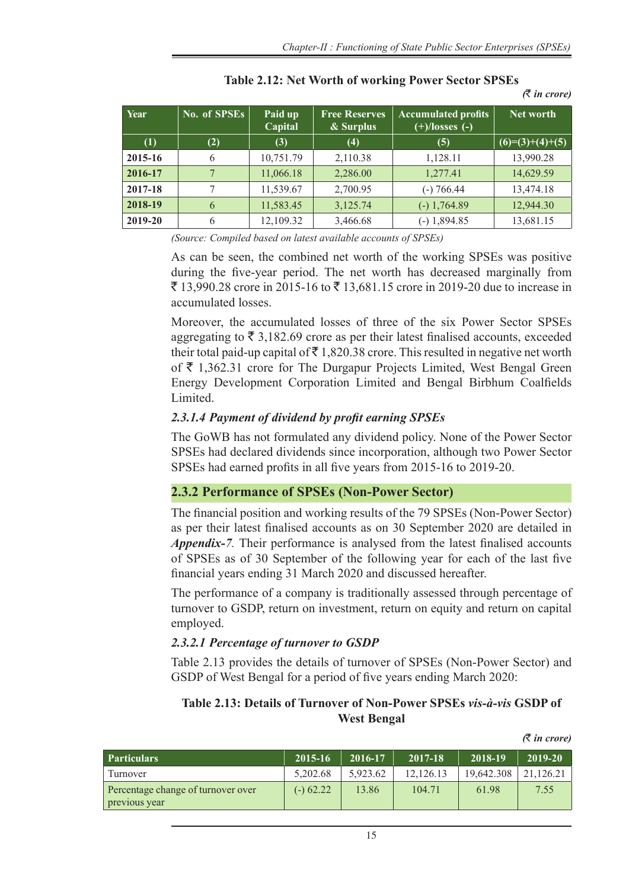**Table 2.12: Net Worth of working Power Sector SPSEs**

*(₹ in crore)*

| Year | No. of SPSEs | Paid up Capital | Free Reserves & Surplus | Accumulated profits (+)/losses (-) | Net worth |
|---|---|---|---|---|---|
| (1) | (2) | (3) | (4) | (5) | (6)=(3)+(4)+(5) |
| 2015-16 | 6 | 10,751.79 | 2,110.38 | 1,128.11 | 13,990.28 |
| 2016-17 | 7 | 11,066.18 | 2,286.00 | 1,277.41 | 14,629.59 |
| 2017-18 | 7 | 11,539.67 | 2,700.95 | (-) 766.44 | 13,474.18 |
| 2018-19 | 6 | 11,583.45 | 3,125.74 | (-) 1,764.89 | 12,944.30 |
| 2019-20 | 6 | 12,109.32 | 3,466.68 | (-) 1,894.85 | 13,681.15 |

*(Source: Compiled based on latest available accounts of SPSEs)*

As can be seen, the combined net worth of the working SPSEs was positive during the five-year period. The net worth has decreased marginally from ₹ 13,990.28 crore in 2015-16 to ₹ 13,681.15 crore in 2019-20 due to increase in accumulated losses.

Moreover, the accumulated losses of three of the six Power Sector SPSEs aggregating to ₹ 3,182.69 crore as per their latest finalised accounts, exceeded their total paid-up capital of ₹ 1,820.38 crore. This resulted in negative net worth of ₹ 1,362.31 crore for The Durgapur Projects Limited, West Bengal Green Energy Development Corporation Limited and Bengal Birbhum Coalfields Limited.

#### *2.3.1.4 Payment of dividend by profit earning SPSEs*

The GoWB has not formulated any dividend policy. None of the Power Sector SPSEs had declared dividends since incorporation, although two Power Sector SPSEs had earned profits in all five years from 2015-16 to 2019-20.

### 2.3.2 Performance of SPSEs (Non-Power Sector)

The financial position and working results of the 79 SPSEs (Non-Power Sector) as per their latest finalised accounts as on 30 September 2020 are detailed in ***Appendix-7***. Their performance is analysed from the latest finalised accounts of SPSEs as of 30 September of the following year for each of the last five financial years ending 31 March 2020 and discussed hereafter.

The performance of a company is traditionally assessed through percentage of turnover to GSDP, return on investment, return on equity and return on capital employed.

#### *2.3.2.1 Percentage of turnover to GSDP*

Table 2.13 provides the details of turnover of SPSEs (Non-Power Sector) and GSDP of West Bengal for a period of five years ending March 2020:

**Table 2.13: Details of Turnover of Non-Power SPSEs *vis-à-vis* GSDP of West Bengal**

*(₹ in crore)*

| Particulars | 2015-16 | 2016-17 | 2017-18 | 2018-19 | 2019-20 |
|---|---|---|---|---|---|
| Turnover | 5,202.68 | 5,923.62 | 12,126.13 | 19,642.308 | 21,126.21 |
| Percentage change of turnover over previous year | (-) 62.22 | 13.86 | 104.71 | 61.98 | 7.55 |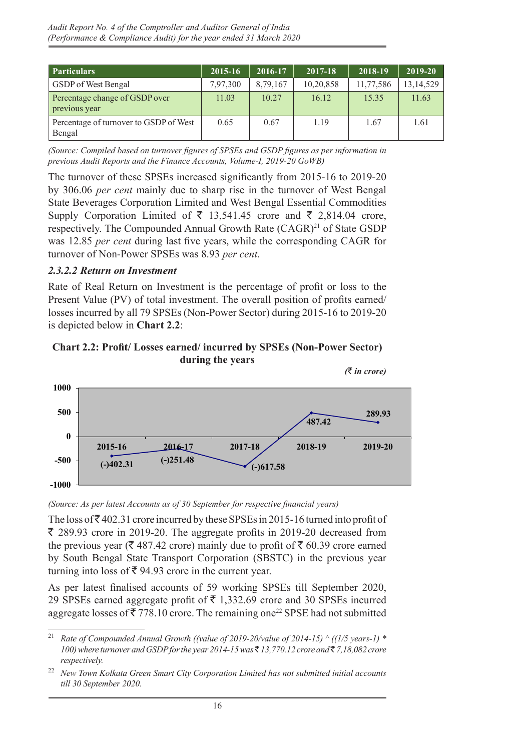| Particulars | 2015-16 | 2016-17 | 2017-18 | 2018-19 | 2019-20 |
|---|---|---|---|---|---|
| GSDP of West Bengal | 7,97,300 | 8,79,167 | 10,20,858 | 11,77,586 | 13,14,529 |
| Percentage change of GSDP over previous year | 11.03 | 10.27 | 16.12 | 15.35 | 11.63 |
| Percentage of turnover to GSDP of West Bengal | 0.65 | 0.67 | 1.19 | 1.67 | 1.61 |

*(Source: Compiled based on turnover figures of SPSEs and GSDP figures as per information in previous Audit Reports and the Finance Accounts, Volume-I, 2019-20 GoWB)*

The turnover of these SPSEs increased significantly from 2015-16 to 2019-20 by 306.06 *per cent* mainly due to sharp rise in the turnover of West Bengal State Beverages Corporation Limited and West Bengal Essential Commodities Supply Corporation Limited of ₹ 13,541.45 crore and ₹ 2,814.04 crore, respectively. The Compounded Annual Growth Rate (CAGR)[21] of State GSDP was 12.85 *per cent* during last five years, while the corresponding CAGR for turnover of Non-Power SPSEs was 8.93 *per cent*.

### *2.3.2.2 Return on Investment*

Rate of Real Return on Investment is the percentage of profit or loss to the Present Value (PV) of total investment. The overall position of profits earned/ losses incurred by all 79 SPSEs (Non-Power Sector) during 2015-16 to 2019-20 is depicted below in **Chart 2.2**:

**Chart 2.2: Profit/ Losses earned/ incurred by SPSEs (Non-Power Sector) during the years**

*(₹ in crore)*

| Year | Profit/ Loss |
|---|---|
| 2015-16 | (-)402.31 |
| 2016-17 | (-)251.48 |
| 2017-18 | (-)617.58 |
| 2018-19 | 487.42 |
| 2019-20 | 289.93 |

*(Source: As per latest Accounts as of 30 September for respective financial years)*

The loss of ₹ 402.31 crore incurred by these SPSEs in 2015-16 turned into profit of ₹ 289.93 crore in 2019-20. The aggregate profits in 2019-20 decreased from the previous year (₹ 487.42 crore) mainly due to profit of ₹ 60.39 crore earned by South Bengal State Transport Corporation (SBSTC) in the previous year turning into loss of ₹ 94.93 crore in the current year.

As per latest finalised accounts of 59 working SPSEs till September 2020, 29 SPSEs earned aggregate profit of ₹ 1,332.69 crore and 30 SPSEs incurred aggregate losses of ₹ 778.10 crore. The remaining one[22] SPSE had not submitted

---

[21] *Rate of Compounded Annual Growth ((value of 2019-20/value of 2014-15) ^ ((1/5 years-1) * 100) where turnover and GSDP for the year 2014-15 was ₹ 13,770.12 crore and ₹ 7,18,082 crore respectively.*

[22] *New Town Kolkata Green Smart City Corporation Limited has not submitted initial accounts till 30 September 2020.*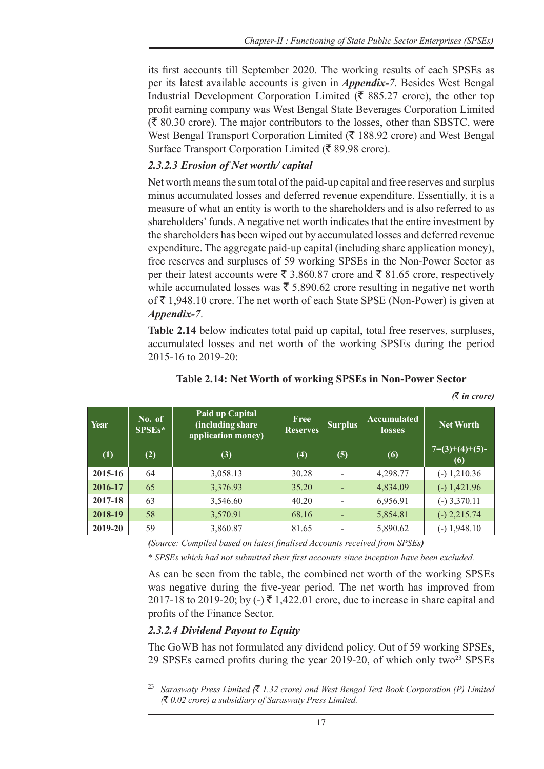its first accounts till September 2020. The working results of each SPSEs as per its latest available accounts is given in ***Appendix-7***. Besides West Bengal Industrial Development Corporation Limited (₹ 885.27 crore), the other top profit earning company was West Bengal State Beverages Corporation Limited (₹ 80.30 crore). The major contributors to the losses, other than SBSTC, were West Bengal Transport Corporation Limited (₹ 188.92 crore) and West Bengal Surface Transport Corporation Limited (₹ 89.98 crore).

### *2.3.2.3 Erosion of Net worth/ capital*

Net worth means the sum total of the paid-up capital and free reserves and surplus minus accumulated losses and deferred revenue expenditure. Essentially, it is a measure of what an entity is worth to the shareholders and is also referred to as shareholders' funds. A negative net worth indicates that the entire investment by the shareholders has been wiped out by accumulated losses and deferred revenue expenditure. The aggregate paid-up capital (including share application money), free reserves and surpluses of 59 working SPSEs in the Non-Power Sector as per their latest accounts were ₹ 3,860.87 crore and ₹ 81.65 crore, respectively while accumulated losses was ₹ 5,890.62 crore resulting in negative net worth of ₹ 1,948.10 crore. The net worth of each State SPSE (Non-Power) is given at ***Appendix-7***.

**Table 2.14** below indicates total paid up capital, total free reserves, surpluses, accumulated losses and net worth of the working SPSEs during the period 2015-16 to 2019-20:

**Table 2.14: Net Worth of working SPSEs in Non-Power Sector**

*(₹ in crore)*

| Year | No. of SPSEs* | Paid up Capital (including share application money) | Free Reserves | Surplus | Accumulated losses | Net Worth |
|---|---|---|---|---|---|---|
| (1) | (2) | (3) | (4) | (5) | (6) | 7=(3)+(4)+(5)-(6) |
| 2015-16 | 64 | 3,058.13 | 30.28 | - | 4,298.77 | (-) 1,210.36 |
| 2016-17 | 65 | 3,376.93 | 35.20 | - | 4,834.09 | (-) 1,421.96 |
| 2017-18 | 63 | 3,546.60 | 40.20 | - | 6,956.91 | (-) 3,370.11 |
| 2018-19 | 58 | 3,570.91 | 68.16 | - | 5,854.81 | (-) 2,215.74 |
| 2019-20 | 59 | 3,860.87 | 81.65 | - | 5,890.62 | (-) 1,948.10 |

***(****Source: Compiled based on latest finalised Accounts received from SPSEs****)***

\* *SPSEs which had not submitted their first accounts since inception have been excluded.*

As can be seen from the table, the combined net worth of the working SPSEs was negative during the five-year period. The net worth has improved from 2017-18 to 2019-20; by (-) ₹ 1,422.01 crore, due to increase in share capital and profits of the Finance Sector.

### *2.3.2.4 Dividend Payout to Equity*

The GoWB has not formulated any dividend policy. Out of 59 working SPSEs, 29 SPSEs earned profits during the year 2019-20, of which only two[23] SPSEs

[23] *Saraswaty Press Limited (₹ 1.32 crore) and West Bengal Text Book Corporation (P) Limited (₹ 0.02 crore) a subsidiary of Saraswaty Press Limited.*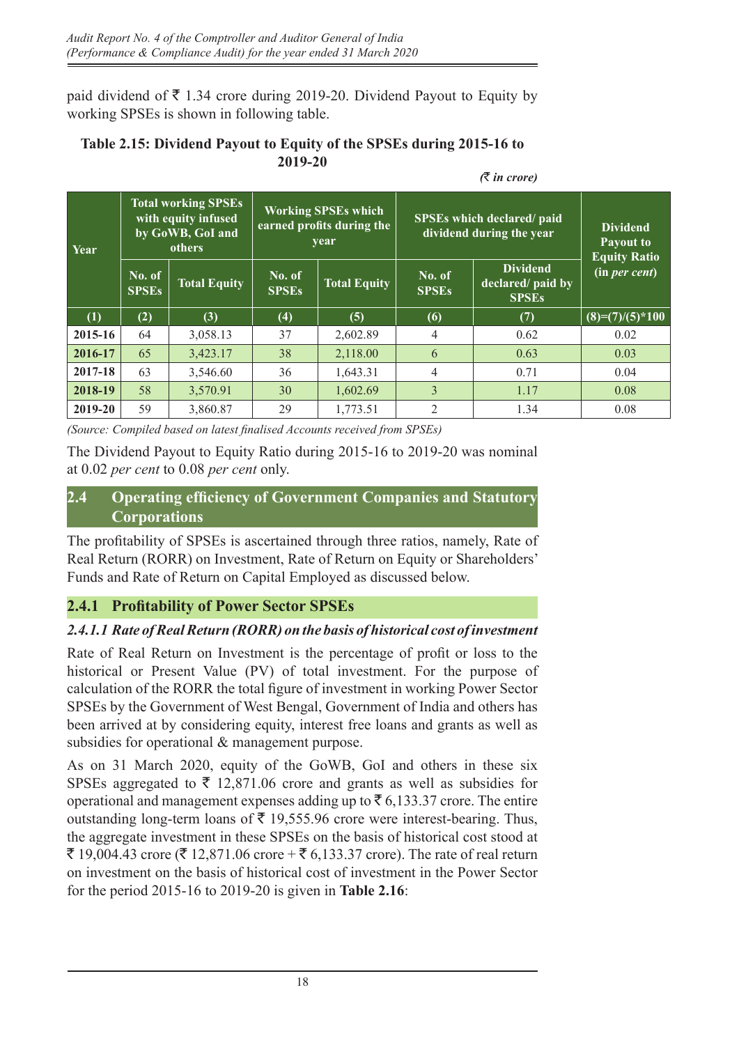paid dividend of ₹ 1.34 crore during 2019-20. Dividend Payout to Equity by working SPSEs is shown in following table.

**Table 2.15: Dividend Payout to Equity of the SPSEs during 2015-16 to 2019-20**

*(₹ in crore)*

| Year | Total working SPSEs with equity infused by GoWB, GoI and others | | Working SPSEs which earned profits during the year | | SPSEs which declared/ paid dividend during the year | | Dividend Payout to Equity Ratio (in *per cent*) |
|---|---|---|---|---|---|---|---|
| | No. of SPSEs | Total Equity | No. of SPSEs | Total Equity | No. of SPSEs | Dividend declared/ paid by SPSEs | |
| (1) | (2) | (3) | (4) | (5) | (6) | (7) | (8)=(7)/(5)*100 |
| 2015-16 | 64 | 3,058.13 | 37 | 2,602.89 | 4 | 0.62 | 0.02 |
| 2016-17 | 65 | 3,423.17 | 38 | 2,118.00 | 6 | 0.63 | 0.03 |
| 2017-18 | 63 | 3,546.60 | 36 | 1,643.31 | 4 | 0.71 | 0.04 |
| 2018-19 | 58 | 3,570.91 | 30 | 1,602.69 | 3 | 1.17 | 0.08 |
| 2019-20 | 59 | 3,860.87 | 29 | 1,773.51 | 2 | 1.34 | 0.08 |

*(Source: Compiled based on latest finalised Accounts received from SPSEs)*

The Dividend Payout to Equity Ratio during 2015-16 to 2019-20 was nominal at 0.02 *per cent* to 0.08 *per cent* only.

## 2.4 Operating efficiency of Government Companies and Statutory Corporations

The profitability of SPSEs is ascertained through three ratios, namely, Rate of Real Return (RORR) on Investment, Rate of Return on Equity or Shareholders' Funds and Rate of Return on Capital Employed as discussed below.

### 2.4.1 Profitability of Power Sector SPSEs

#### *2.4.1.1 Rate of Real Return (RORR) on the basis of historical cost of investment*

Rate of Real Return on Investment is the percentage of profit or loss to the historical or Present Value (PV) of total investment. For the purpose of calculation of the RORR the total figure of investment in working Power Sector SPSEs by the Government of West Bengal, Government of India and others has been arrived at by considering equity, interest free loans and grants as well as subsidies for operational & management purpose.

As on 31 March 2020, equity of the GoWB, GoI and others in these six SPSEs aggregated to ₹ 12,871.06 crore and grants as well as subsidies for operational and management expenses adding up to ₹ 6,133.37 crore. The entire outstanding long-term loans of ₹ 19,555.96 crore were interest-bearing. Thus, the aggregate investment in these SPSEs on the basis of historical cost stood at ₹ 19,004.43 crore (₹ 12,871.06 crore + ₹ 6,133.37 crore). The rate of real return on investment on the basis of historical cost of investment in the Power Sector for the period 2015-16 to 2019-20 is given in **Table 2.16**: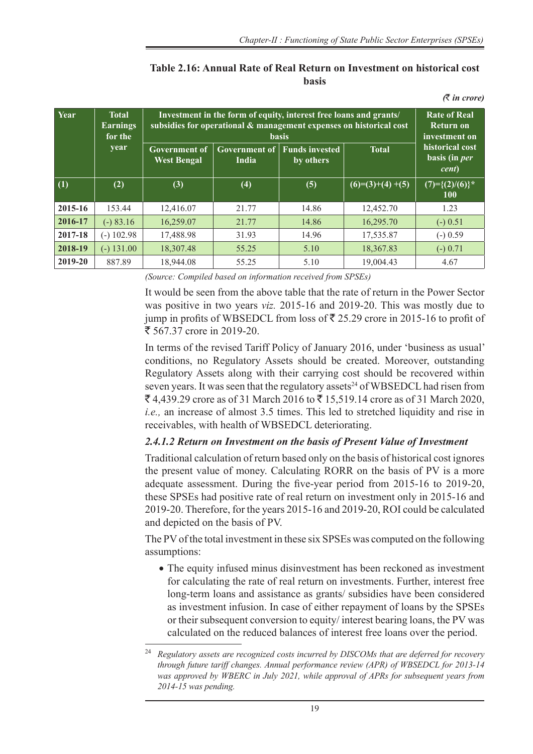**Table 2.16: Annual Rate of Real Return on Investment on historical cost basis**

*(₹ in crore)*

| Year | Total Earnings for the year | Investment in the form of equity, interest free loans and grants/ subsidies for operational & management expenses on historical cost basis | | | | Rate of Real Return on investment on historical cost basis (in *per cent*) |
|---|---|---|---|---|---|---|
| | | Government of West Bengal | Government of India | Funds invested by others | Total | |
| (1) | (2) | (3) | (4) | (5) | (6)=(3)+(4) +(5) | (7)={(2)/(6)}* 100 |
| 2015-16 | 153.44 | 12,416.07 | 21.77 | 14.86 | 12,452.70 | 1.23 |
| 2016-17 | (-) 83.16 | 16,259.07 | 21.77 | 14.86 | 16,295.70 | (-) 0.51 |
| 2017-18 | (-) 102.98 | 17,488.98 | 31.93 | 14.96 | 17,535.87 | (-) 0.59 |
| 2018-19 | (-) 131.00 | 18,307.48 | 55.25 | 5.10 | 18,367.83 | (-) 0.71 |
| 2019-20 | 887.89 | 18,944.08 | 55.25 | 5.10 | 19,004.43 | 4.67 |

*(Source: Compiled based on information received from SPSEs)*

It would be seen from the above table that the rate of return in the Power Sector was positive in two years *viz.* 2015-16 and 2019-20. This was mostly due to jump in profits of WBSEDCL from loss of ₹ 25.29 crore in 2015-16 to profit of ₹ 567.37 crore in 2019-20.

In terms of the revised Tariff Policy of January 2016, under 'business as usual' conditions, no Regulatory Assets should be created. Moreover, outstanding Regulatory Assets along with their carrying cost should be recovered within seven years. It was seen that the regulatory assets[24] of WBSEDCL had risen from ₹ 4,439.29 crore as of 31 March 2016 to ₹ 15,519.14 crore as of 31 March 2020, *i.e.,* an increase of almost 3.5 times. This led to stretched liquidity and rise in receivables, with health of WBSEDCL deteriorating.

### *2.4.1.2 Return on Investment on the basis of Present Value of Investment*

Traditional calculation of return based only on the basis of historical cost ignores the present value of money. Calculating RORR on the basis of PV is a more adequate assessment. During the five-year period from 2015-16 to 2019-20, these SPSEs had positive rate of real return on investment only in 2015-16 and 2019-20. Therefore, for the years 2015-16 and 2019-20, ROI could be calculated and depicted on the basis of PV.

The PV of the total investment in these six SPSEs was computed on the following assumptions:

- The equity infused minus disinvestment has been reckoned as investment for calculating the rate of real return on investments. Further, interest free long-term loans and assistance as grants/ subsidies have been considered as investment infusion. In case of either repayment of loans by the SPSEs or their subsequent conversion to equity/ interest bearing loans, the PV was calculated on the reduced balances of interest free loans over the period.

[24] *Regulatory assets are recognized costs incurred by DISCOMs that are deferred for recovery through future tariff changes. Annual performance review (APR) of WBSEDCL for 2013-14 was approved by WBERC in July 2021, while approval of APRs for subsequent years from 2014-15 was pending.*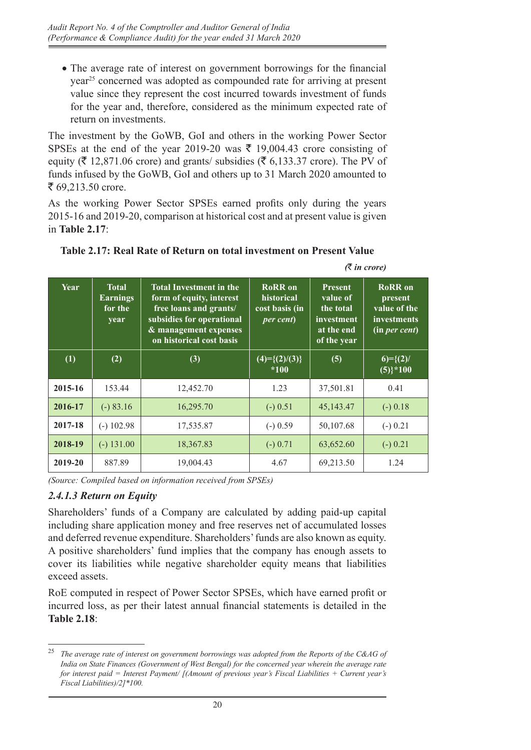- The average rate of interest on government borrowings for the financial year[25] concerned was adopted as compounded rate for arriving at present value since they represent the cost incurred towards investment of funds for the year and, therefore, considered as the minimum expected rate of return on investments.

The investment by the GoWB, GoI and others in the working Power Sector SPSEs at the end of the year 2019-20 was ₹ 19,004.43 crore consisting of equity (₹ 12,871.06 crore) and grants/ subsidies (₹ 6,133.37 crore). The PV of funds infused by the GoWB, GoI and others up to 31 March 2020 amounted to ₹ 69,213.50 crore.

As the working Power Sector SPSEs earned profits only during the years 2015-16 and 2019-20, comparison at historical cost and at present value is given in **Table 2.17**:

**Table 2.17: Real Rate of Return on total investment on Present Value**

*(₹ in crore)*

| Year | Total Earnings for the year | Total Investment in the form of equity, interest free loans and grants/ subsidies for operational & management expenses on historical cost basis | RoRR on historical cost basis (in *per cent*) | Present value of the total investment at the end of the year | RoRR on present value of the investments (in *per cent*) |
|---|---|---|---|---|---|
| (1) | (2) | (3) | (4)={(2)/(3)} *100 | (5) | 6)={(2)/ (5)}*100 |
| 2015-16 | 153.44 | 12,452.70 | 1.23 | 37,501.81 | 0.41 |
| 2016-17 | (-) 83.16 | 16,295.70 | (-) 0.51 | 45,143.47 | (-) 0.18 |
| 2017-18 | (-) 102.98 | 17,535.87 | (-) 0.59 | 50,107.68 | (-) 0.21 |
| 2018-19 | (-) 131.00 | 18,367.83 | (-) 0.71 | 63,652.60 | (-) 0.21 |
| 2019-20 | 887.89 | 19,004.43 | 4.67 | 69,213.50 | 1.24 |

*(Source: Compiled based on information received from SPSEs)*

### *2.4.1.3 Return on Equity*

Shareholders' funds of a Company are calculated by adding paid-up capital including share application money and free reserves net of accumulated losses and deferred revenue expenditure. Shareholders' funds are also known as equity. A positive shareholders' fund implies that the company has enough assets to cover its liabilities while negative shareholder equity means that liabilities exceed assets.

RoE computed in respect of Power Sector SPSEs, which have earned profit or incurred loss, as per their latest annual financial statements is detailed in the **Table 2.18**:

---

[25] *The average rate of interest on government borrowings was adopted from the Reports of the C&AG of India on State Finances (Government of West Bengal) for the concerned year wherein the average rate for interest paid = Interest Payment/ [(Amount of previous year's Fiscal Liabilities + Current year's Fiscal Liabilities)/2]*100.*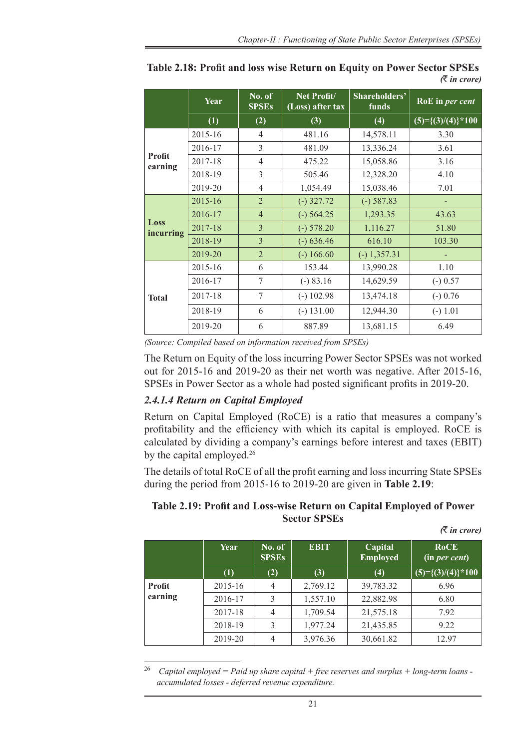**Table 2.18: Profit and loss wise Return on Equity on Power Sector SPSEs**

*(₹ in crore)*

| | Year | No. of SPSEs | Net Profit/ (Loss) after tax | Shareholders' funds | RoE in *per cent* |
|---|---|---|---|---|---|
| | (1) | (2) | (3) | (4) | (5)={(3)/(4)}*100 |
| **Profit earning** | 2015-16 | 4 | 481.16 | 14,578.11 | 3.30 |
| | 2016-17 | 3 | 481.09 | 13,336.24 | 3.61 |
| | 2017-18 | 4 | 475.22 | 15,058.86 | 3.16 |
| | 2018-19 | 3 | 505.46 | 12,328.20 | 4.10 |
| | 2019-20 | 4 | 1,054.49 | 15,038.46 | 7.01 |
| **Loss incurring** | 2015-16 | 2 | (-) 327.72 | (-) 587.83 | - |
| | 2016-17 | 4 | (-) 564.25 | 1,293.35 | 43.63 |
| | 2017-18 | 3 | (-) 578.20 | 1,116.27 | 51.80 |
| | 2018-19 | 3 | (-) 636.46 | 616.10 | 103.30 |
| | 2019-20 | 2 | (-) 166.60 | (-) 1,357.31 | - |
| **Total** | 2015-16 | 6 | 153.44 | 13,990.28 | 1.10 |
| | 2016-17 | 7 | (-) 83.16 | 14,629.59 | (-) 0.57 |
| | 2017-18 | 7 | (-) 102.98 | 13,474.18 | (-) 0.76 |
| | 2018-19 | 6 | (-) 131.00 | 12,944.30 | (-) 1.01 |
| | 2019-20 | 6 | 887.89 | 13,681.15 | 6.49 |

*(Source: Compiled based on information received from SPSEs)*

The Return on Equity of the loss incurring Power Sector SPSEs was not worked out for 2015-16 and 2019-20 as their net worth was negative. After 2015-16, SPSEs in Power Sector as a whole had posted significant profits in 2019-20.

### *2.4.1.4 Return on Capital Employed*

Return on Capital Employed (RoCE) is a ratio that measures a company's profitability and the efficiency with which its capital is employed. RoCE is calculated by dividing a company's earnings before interest and taxes (EBIT) by the capital employed.[26]

The details of total RoCE of all the profit earning and loss incurring State SPSEs during the period from 2015-16 to 2019-20 are given in **Table 2.19**:

**Table 2.19: Profit and Loss-wise Return on Capital Employed of Power Sector SPSEs**

*(₹ in crore)*

| | Year | No. of SPSEs | EBIT | Capital Employed | RoCE (in *per cent*) |
|---|---|---|---|---|---|
| | (1) | (2) | (3) | (4) | (5)={(3)/(4)}*100 |
| **Profit earning** | 2015-16 | 4 | 2,769.12 | 39,783.32 | 6.96 |
| | 2016-17 | 3 | 1,557.10 | 22,882.98 | 6.80 |
| | 2017-18 | 4 | 1,709.54 | 21,575.18 | 7.92 |
| | 2018-19 | 3 | 1,977.24 | 21,435.85 | 9.22 |
| | 2019-20 | 4 | 3,976.36 | 30,661.82 | 12.97 |

[26] *Capital employed = Paid up share capital + free reserves and surplus + long-term loans - accumulated losses - deferred revenue expenditure.*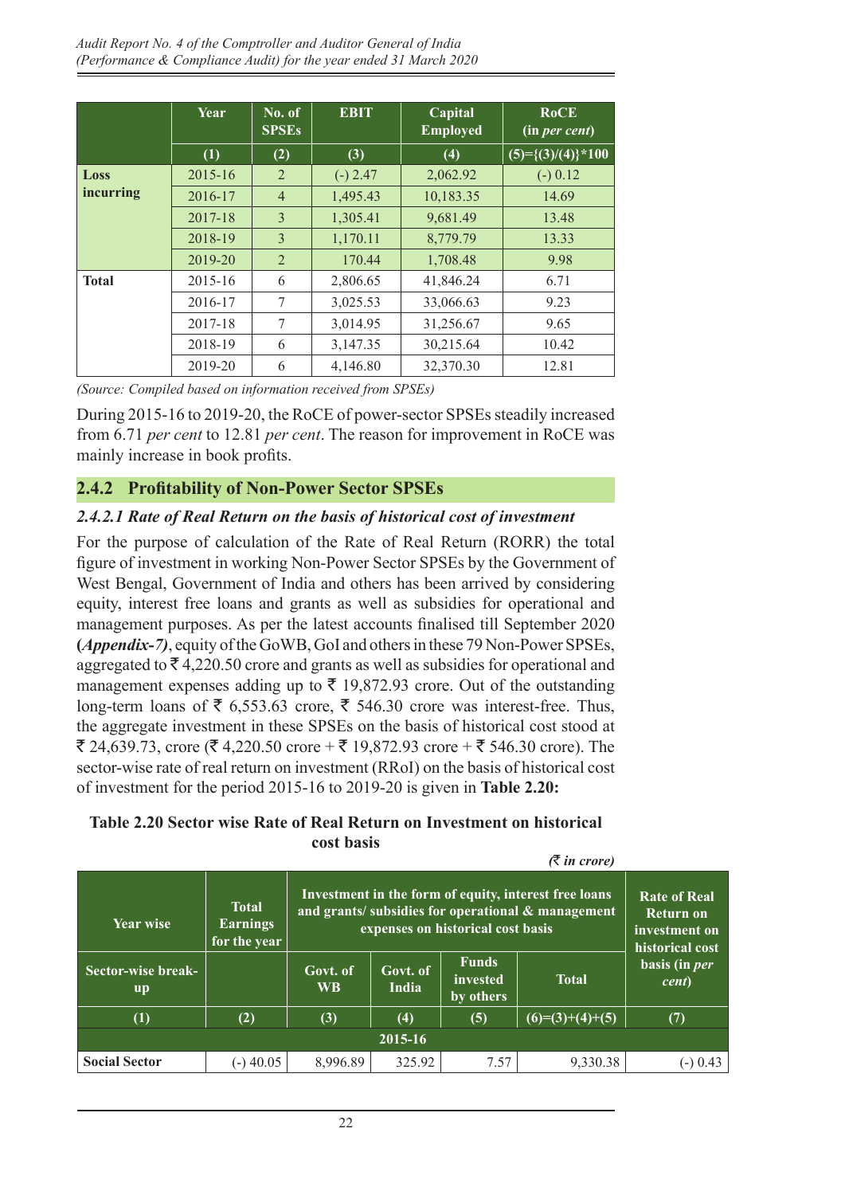| | Year | No. of SPSEs | EBIT | Capital Employed | RoCE (in *per cent*) |
|---|---|---|---|---|---|
| | (1) | (2) | (3) | (4) | (5)={(3)/(4)}*100 |
| **Loss incurring** | 2015-16 | 2 | (-) 2.47 | 2,062.92 | (-) 0.12 |
| | 2016-17 | 4 | 1,495.43 | 10,183.35 | 14.69 |
| | 2017-18 | 3 | 1,305.41 | 9,681.49 | 13.48 |
| | 2018-19 | 3 | 1,170.11 | 8,779.79 | 13.33 |
| | 2019-20 | 2 | 170.44 | 1,708.48 | 9.98 |
| **Total** | 2015-16 | 6 | 2,806.65 | 41,846.24 | 6.71 |
| | 2016-17 | 7 | 3,025.53 | 33,066.63 | 9.23 |
| | 2017-18 | 7 | 3,014.95 | 31,256.67 | 9.65 |
| | 2018-19 | 6 | 3,147.35 | 30,215.64 | 10.42 |
| | 2019-20 | 6 | 4,146.80 | 32,370.30 | 12.81 |

*(Source: Compiled based on information received from SPSEs)*

During 2015-16 to 2019-20, the RoCE of power-sector SPSEs steadily increased from 6.71 *per cent* to 12.81 *per cent*. The reason for improvement in RoCE was mainly increase in book profits.

## 2.4.2 Profitability of Non-Power Sector SPSEs

### *2.4.2.1 Rate of Real Return on the basis of historical cost of investment*

For the purpose of calculation of the Rate of Real Return (RORR) the total figure of investment in working Non-Power Sector SPSEs by the Government of West Bengal, Government of India and others has been arrived by considering equity, interest free loans and grants as well as subsidies for operational and management purposes. As per the latest accounts finalised till September 2020 **(*Appendix-7)***, equity of the GoWB, GoI and others in these 79 Non-Power SPSEs, aggregated to ₹ 4,220.50 crore and grants as well as subsidies for operational and management expenses adding up to ₹ 19,872.93 crore. Out of the outstanding long-term loans of ₹ 6,553.63 crore, ₹ 546.30 crore was interest-free. Thus, the aggregate investment in these SPSEs on the basis of historical cost stood at ₹ 24,639.73, crore (₹ 4,220.50 crore + ₹ 19,872.93 crore + ₹ 546.30 crore). The sector-wise rate of real return on investment (RRoI) on the basis of historical cost of investment for the period 2015-16 to 2019-20 is given in **Table 2.20:**

**Table 2.20 Sector wise Rate of Real Return on Investment on historical cost basis**

*(₹ in crore)*

| Year wise | Total Earnings for the year | Investment in the form of equity, interest free loans and grants/ subsidies for operational & management expenses on historical cost basis | | | | Rate of Real Return on investment on historical cost basis (in *per cent*) |
|---|---|---|---|---|---|---|
| Sector-wise break-up | | Govt. of WB | Govt. of India | Funds invested by others | Total | |
| (1) | (2) | (3) | (4) | (5) | (6)=(3)+(4)+(5) | (7) |
| | | | 2015-16 | | | |
| **Social Sector** | (-) 40.05 | 8,996.89 | 325.92 | 7.57 | 9,330.38 | (-) 0.43 |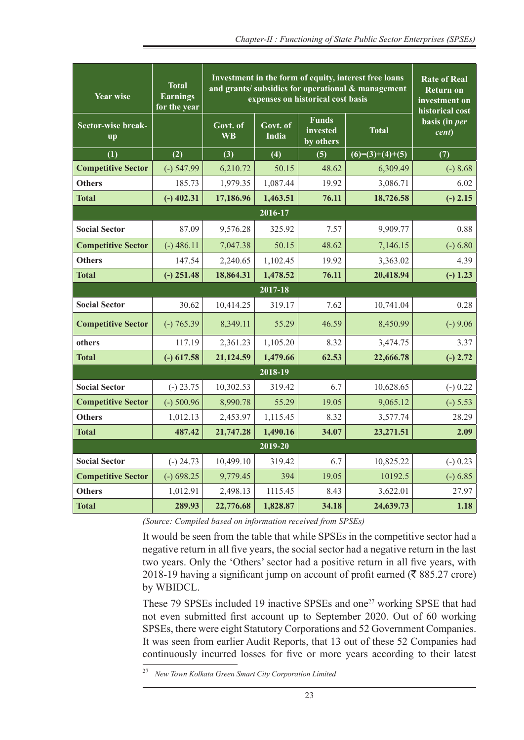| Year wise | Total Earnings for the year | Investment in the form of equity, interest free loans and grants/ subsidies for operational & management expenses on historical cost basis | | | | Rate of Real Return on investment on historical cost basis (in *per cent*) |
|---|---|---|---|---|---|---|
| Sector-wise break-up | | Govt. of WB | Govt. of India | Funds invested by others | Total | |
| (1) | (2) | (3) | (4) | (5) | (6)=(3)+(4)+(5) | (7) |
| **Competitive Sector** | (-) 547.99 | 6,210.72 | 50.15 | 48.62 | 6,309.49 | (-) 8.68 |
| **Others** | 185.73 | 1,979.35 | 1,087.44 | 19.92 | 3,086.71 | 6.02 |
| **Total** | **(-) 402.31** | **17,186.96** | **1,463.51** | **76.11** | **18,726.58** | **(-) 2.15** |
| **2016-17** | | | | | | |
| **Social Sector** | 87.09 | 9,576.28 | 325.92 | 7.57 | 9,909.77 | 0.88 |
| **Competitive Sector** | (-) 486.11 | 7,047.38 | 50.15 | 48.62 | 7,146.15 | (-) 6.80 |
| **Others** | 147.54 | 2,240.65 | 1,102.45 | 19.92 | 3,363.02 | 4.39 |
| **Total** | **(-) 251.48** | **18,864.31** | **1,478.52** | **76.11** | **20,418.94** | **(-) 1.23** |
| **2017-18** | | | | | | |
| **Social Sector** | 30.62 | 10,414.25 | 319.17 | 7.62 | 10,741.04 | 0.28 |
| **Competitive Sector** | (-) 765.39 | 8,349.11 | 55.29 | 46.59 | 8,450.99 | (-) 9.06 |
| **others** | 117.19 | 2,361.23 | 1,105.20 | 8.32 | 3,474.75 | 3.37 |
| **Total** | **(-) 617.58** | **21,124.59** | **1,479.66** | **62.53** | **22,666.78** | **(-) 2.72** |
| **2018-19** | | | | | | |
| **Social Sector** | (-) 23.75 | 10,302.53 | 319.42 | 6.7 | 10,628.65 | (-) 0.22 |
| **Competitive Sector** | (-) 500.96 | 8,990.78 | 55.29 | 19.05 | 9,065.12 | (-) 5.53 |
| **Others** | 1,012.13 | 2,453.97 | 1,115.45 | 8.32 | 3,577.74 | 28.29 |
| **Total** | **487.42** | **21,747.28** | **1,490.16** | **34.07** | **23,271.51** | **2.09** |
| **2019-20** | | | | | | |
| **Social Sector** | (-) 24.73 | 10,499.10 | 319.42 | 6.7 | 10,825.22 | (-) 0.23 |
| **Competitive Sector** | (-) 698.25 | 9,779.45 | 394 | 19.05 | 10192.5 | (-) 6.85 |
| **Others** | 1,012.91 | 2,498.13 | 1115.45 | 8.43 | 3,622.01 | 27.97 |
| **Total** | **289.93** | **22,776.68** | **1,828.87** | **34.18** | **24,639.73** | **1.18** |

*(Source: Compiled based on information received from SPSEs)*

It would be seen from the table that while SPSEs in the competitive sector had a negative return in all five years, the social sector had a negative return in the last two years. Only the 'Others' sector had a positive return in all five years, with 2018-19 having a significant jump on account of profit earned (₹ 885.27 crore) by WBIDCL.

These 79 SPSEs included 19 inactive SPSEs and one[27] working SPSE that had not even submitted first account up to September 2020. Out of 60 working SPSEs, there were eight Statutory Corporations and 52 Government Companies. It was seen from earlier Audit Reports, that 13 out of these 52 Companies had continuously incurred losses for five or more years according to their latest

[27] *New Town Kolkata Green Smart City Corporation Limited*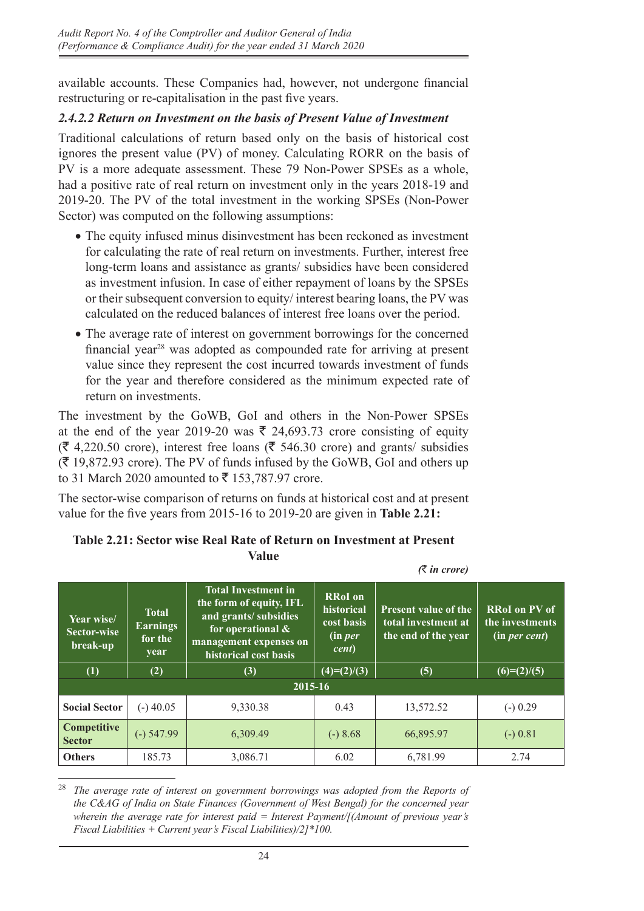available accounts. These Companies had, however, not undergone financial restructuring or re-capitalisation in the past five years.

#### *2.4.2.2 Return on Investment on the basis of Present Value of Investment*

Traditional calculations of return based only on the basis of historical cost ignores the present value (PV) of money. Calculating RORR on the basis of PV is a more adequate assessment. These 79 Non-Power SPSEs as a whole, had a positive rate of real return on investment only in the years 2018-19 and 2019-20. The PV of the total investment in the working SPSEs (Non-Power Sector) was computed on the following assumptions:

- The equity infused minus disinvestment has been reckoned as investment for calculating the rate of real return on investments. Further, interest free long-term loans and assistance as grants/ subsidies have been considered as investment infusion. In case of either repayment of loans by the SPSEs or their subsequent conversion to equity/ interest bearing loans, the PV was calculated on the reduced balances of interest free loans over the period.
- The average rate of interest on government borrowings for the concerned financial year[28] was adopted as compounded rate for arriving at present value since they represent the cost incurred towards investment of funds for the year and therefore considered as the minimum expected rate of return on investments.

The investment by the GoWB, GoI and others in the Non-Power SPSEs at the end of the year 2019-20 was ₹ 24,693.73 crore consisting of equity (₹ 4,220.50 crore), interest free loans (₹ 546.30 crore) and grants/ subsidies (₹ 19,872.93 crore). The PV of funds infused by the GoWB, GoI and others up to 31 March 2020 amounted to ₹ 153,787.97 crore.

The sector-wise comparison of returns on funds at historical cost and at present value for the five years from 2015-16 to 2019-20 are given in **Table 2.21:**

**Table 2.21: Sector wise Real Rate of Return on Investment at Present Value**

*(₹ in crore)*

| Year wise/ Sector-wise break-up | Total Earnings for the year | Total Investment in the form of equity, IFL and grants/ subsidies for operational & management expenses on historical cost basis | RRoI on historical cost basis (in *per cent*) | Present value of the total investment at the end of the year | RRoI on PV of the investments (in *per cent*) |
|---|---|---|---|---|---|
| (1) | (2) | (3) | (4)=(2)/(3) | (5) | (6)=(2)/(5) |
| **2015-16** | | | | | |
| **Social Sector** | (-) 40.05 | 9,330.38 | 0.43 | 13,572.52 | (-) 0.29 |
| **Competitive Sector** | (-) 547.99 | 6,309.49 | (-) 8.68 | 66,895.97 | (-) 0.81 |
| **Others** | 185.73 | 3,086.71 | 6.02 | 6,781.99 | 2.74 |

[28] *The average rate of interest on government borrowings was adopted from the Reports of the C&AG of India on State Finances (Government of West Bengal) for the concerned year wherein the average rate for interest paid = Interest Payment/[(Amount of previous year's Fiscal Liabilities + Current year's Fiscal Liabilities)/2]\*100.*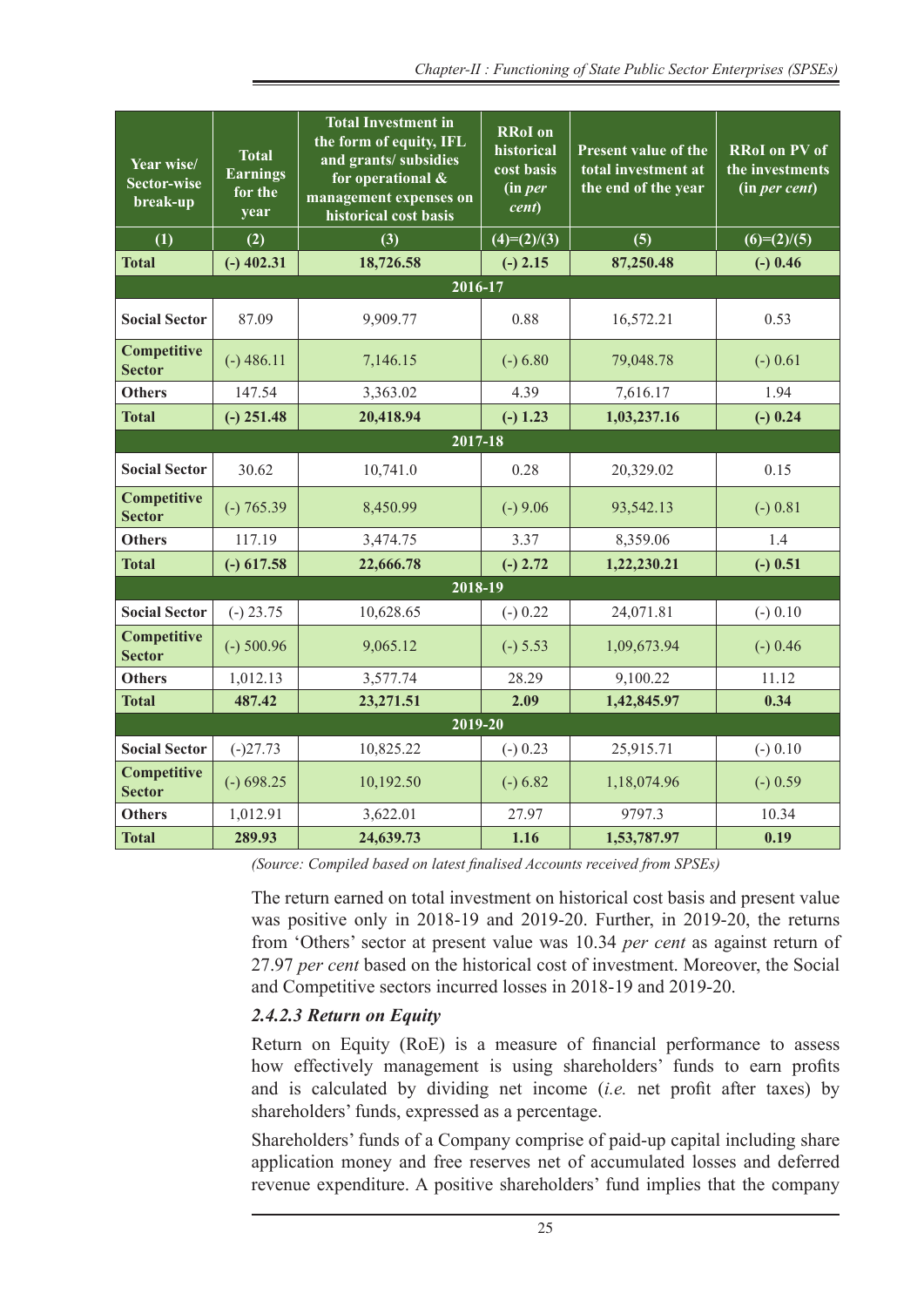| Year wise/ Sector-wise break-up | Total Earnings for the year | Total Investment in the form of equity, IFL and grants/ subsidies for operational & management expenses on historical cost basis | RRoI on historical cost basis (in *per cent*) | Present value of the total investment at the end of the year | RRoI on PV of the investments (in *per cent*) |
|---|---|---|---|---|---|
| (1) | (2) | (3) | (4)=(2)/(3) | (5) | (6)=(2)/(5) |
| **Total** | **(-) 402.31** | **18,726.58** | **(-) 2.15** | **87,250.48** | **(-) 0.46** |
| **2016-17** | | | | | |
| **Social Sector** | 87.09 | 9,909.77 | 0.88 | 16,572.21 | 0.53 |
| **Competitive Sector** | (-) 486.11 | 7,146.15 | (-) 6.80 | 79,048.78 | (-) 0.61 |
| **Others** | 147.54 | 3,363.02 | 4.39 | 7,616.17 | 1.94 |
| **Total** | **(-) 251.48** | **20,418.94** | **(-) 1.23** | **1,03,237.16** | **(-) 0.24** |
| **2017-18** | | | | | |
| **Social Sector** | 30.62 | 10,741.0 | 0.28 | 20,329.02 | 0.15 |
| **Competitive Sector** | (-) 765.39 | 8,450.99 | (-) 9.06 | 93,542.13 | (-) 0.81 |
| **Others** | 117.19 | 3,474.75 | 3.37 | 8,359.06 | 1.4 |
| **Total** | **(-) 617.58** | **22,666.78** | **(-) 2.72** | **1,22,230.21** | **(-) 0.51** |
| **2018-19** | | | | | |
| **Social Sector** | (-) 23.75 | 10,628.65 | (-) 0.22 | 24,071.81 | (-) 0.10 |
| **Competitive Sector** | (-) 500.96 | 9,065.12 | (-) 5.53 | 1,09,673.94 | (-) 0.46 |
| **Others** | 1,012.13 | 3,577.74 | 28.29 | 9,100.22 | 11.12 |
| **Total** | **487.42** | **23,271.51** | **2.09** | **1,42,845.97** | **0.34** |
| **2019-20** | | | | | |
| **Social Sector** | (-)27.73 | 10,825.22 | (-) 0.23 | 25,915.71 | (-) 0.10 |
| **Competitive Sector** | (-) 698.25 | 10,192.50 | (-) 6.82 | 1,18,074.96 | (-) 0.59 |
| **Others** | 1,012.91 | 3,622.01 | 27.97 | 9797.3 | 10.34 |
| **Total** | **289.93** | **24,639.73** | **1.16** | **1,53,787.97** | **0.19** |

*(Source: Compiled based on latest finalised Accounts received from SPSEs)*

The return earned on total investment on historical cost basis and present value was positive only in 2018-19 and 2019-20. Further, in 2019-20, the returns from 'Others' sector at present value was 10.34 *per cent* as against return of 27.97 *per cent* based on the historical cost of investment. Moreover, the Social and Competitive sectors incurred losses in 2018-19 and 2019-20.

### *2.4.2.3 Return on Equity*

Return on Equity (RoE) is a measure of financial performance to assess how effectively management is using shareholders' funds to earn profits and is calculated by dividing net income (*i.e.* net profit after taxes) by shareholders' funds, expressed as a percentage.

Shareholders' funds of a Company comprise of paid-up capital including share application money and free reserves net of accumulated losses and deferred revenue expenditure. A positive shareholders' fund implies that the company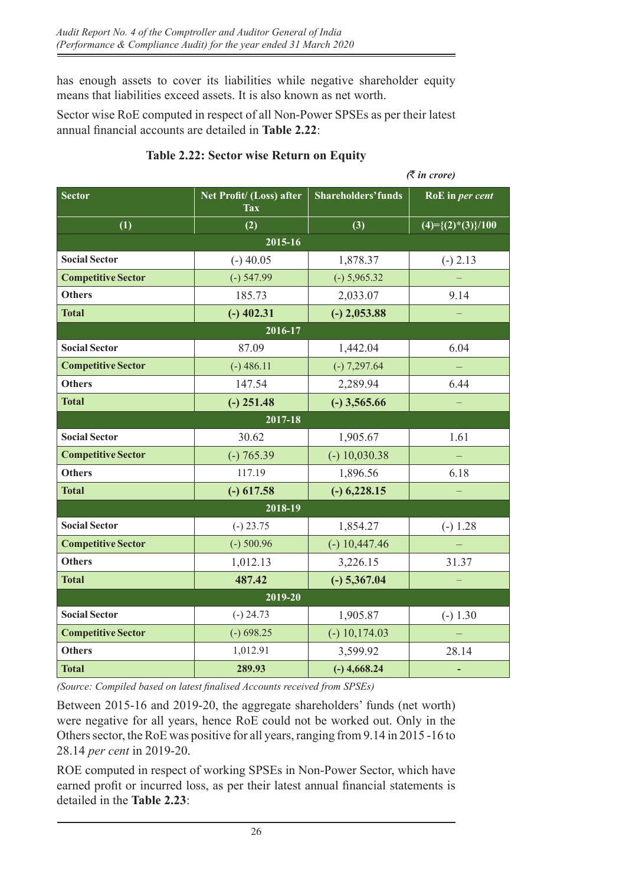has enough assets to cover its liabilities while negative shareholder equity means that liabilities exceed assets. It is also known as net worth.

Sector wise RoE computed in respect of all Non-Power SPSEs as per their latest annual financial accounts are detailed in **Table 2.22**:

**Table 2.22: Sector wise Return on Equity**

*(₹ in crore)*

| Sector | Net Profit/ (Loss) after Tax | Shareholders' funds | RoE in *per cent* |
|---|---|---|---|
| (1) | (2) | (3) | (4)={(2)*(3)}/100 |
| **2015-16** | | | |
| **Social Sector** | (-) 40.05 | 1,878.37 | (-) 2.13 |
| **Competitive Sector** | (-) 547.99 | (-) 5,965.32 | – |
| **Others** | 185.73 | 2,033.07 | 9.14 |
| **Total** | **(-) 402.31** | **(-) 2,053.88** | – |
| **2016-17** | | | |
| **Social Sector** | 87.09 | 1,442.04 | 6.04 |
| **Competitive Sector** | (-) 486.11 | (-) 7,297.64 | – |
| **Others** | 147.54 | 2,289.94 | 6.44 |
| **Total** | **(-) 251.48** | **(-) 3,565.66** | – |
| **2017-18** | | | |
| **Social Sector** | 30.62 | 1,905.67 | 1.61 |
| **Competitive Sector** | (-) 765.39 | (-) 10,030.38 | – |
| **Others** | 117.19 | 1,896.56 | 6.18 |
| **Total** | **(-) 617.58** | **(-) 6,228.15** | – |
| **2018-19** | | | |
| **Social Sector** | (-) 23.75 | 1,854.27 | (-) 1.28 |
| **Competitive Sector** | (-) 500.96 | (-) 10,447.46 | – |
| **Others** | 1,012.13 | 3,226.15 | 31.37 |
| **Total** | **487.42** | **(-) 5,367.04** | – |
| **2019-20** | | | |
| **Social Sector** | (-) 24.73 | 1,905.87 | (-) 1.30 |
| **Competitive Sector** | (-) 698.25 | (-) 10,174.03 | – |
| **Others** | 1,012.91 | 3,599.92 | 28.14 |
| **Total** | **289.93** | **(-) 4,668.24** | **-** |

*(Source: Compiled based on latest finalised Accounts received from SPSEs)*

Between 2015-16 and 2019-20, the aggregate shareholders' funds (net worth) were negative for all years, hence RoE could not be worked out. Only in the Others sector, the RoE was positive for all years, ranging from 9.14 in 2015 -16 to 28.14 *per cent* in 2019-20.

ROE computed in respect of working SPSEs in Non-Power Sector, which have earned profit or incurred loss, as per their latest annual financial statements is detailed in the **Table 2.23**: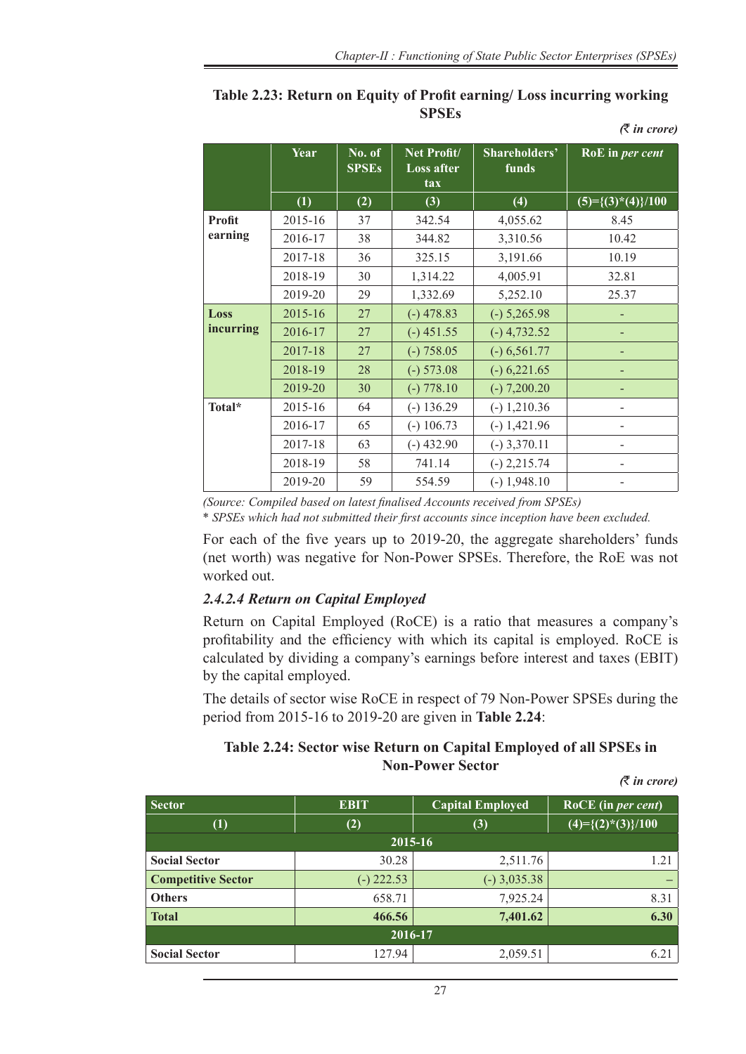**Table 2.23: Return on Equity of Profit earning/ Loss incurring working SPSEs**

*(₹ in crore)*

| | Year | No. of SPSEs | Net Profit/ Loss after tax | Shareholders' funds | RoE in *per cent* |
|---|---|---|---|---|---|
| | (1) | (2) | (3) | (4) | (5)={(3)*(4)}/100 |
| **Profit earning** | 2015-16 | 37 | 342.54 | 4,055.62 | 8.45 |
| | 2016-17 | 38 | 344.82 | 3,310.56 | 10.42 |
| | 2017-18 | 36 | 325.15 | 3,191.66 | 10.19 |
| | 2018-19 | 30 | 1,314.22 | 4,005.91 | 32.81 |
| | 2019-20 | 29 | 1,332.69 | 5,252.10 | 25.37 |
| **Loss incurring** | 2015-16 | 27 | (-) 478.83 | (-) 5,265.98 | - |
| | 2016-17 | 27 | (-) 451.55 | (-) 4,732.52 | - |
| | 2017-18 | 27 | (-) 758.05 | (-) 6,561.77 | - |
| | 2018-19 | 28 | (-) 573.08 | (-) 6,221.65 | - |
| | 2019-20 | 30 | (-) 778.10 | (-) 7,200.20 | - |
| **Total*** | 2015-16 | 64 | (-) 136.29 | (-) 1,210.36 | - |
| | 2016-17 | 65 | (-) 106.73 | (-) 1,421.96 | - |
| | 2017-18 | 63 | (-) 432.90 | (-) 3,370.11 | - |
| | 2018-19 | 58 | 741.14 | (-) 2,215.74 | - |
| | 2019-20 | 59 | 554.59 | (-) 1,948.10 | - |

*(Source: Compiled based on latest finalised Accounts received from SPSEs)*

* *SPSEs which had not submitted their first accounts since inception have been excluded.*

For each of the five years up to 2019-20, the aggregate shareholders' funds (net worth) was negative for Non-Power SPSEs. Therefore, the RoE was not worked out.

#### *2.4.2.4 Return on Capital Employed*

Return on Capital Employed (RoCE) is a ratio that measures a company's profitability and the efficiency with which its capital is employed. RoCE is calculated by dividing a company's earnings before interest and taxes (EBIT) by the capital employed.

The details of sector wise RoCE in respect of 79 Non-Power SPSEs during the period from 2015-16 to 2019-20 are given in **Table 2.24**:

**Table 2.24: Sector wise Return on Capital Employed of all SPSEs in Non-Power Sector**

*(₹ in crore)*

| Sector | EBIT | Capital Employed | RoCE (in *per cent*) |
|---|---|---|---|
| (1) | (2) | (3) | (4)={(2)*(3)}/100 |
| **2015-16** | | | |
| **Social Sector** | 30.28 | 2,511.76 | 1.21 |
| **Competitive Sector** | (-) 222.53 | (-) 3,035.38 | – |
| **Others** | 658.71 | 7,925.24 | 8.31 |
| **Total** | **466.56** | **7,401.62** | **6.30** |
| **2016-17** | | | |
| **Social Sector** | 127.94 | 2,059.51 | 6.21 |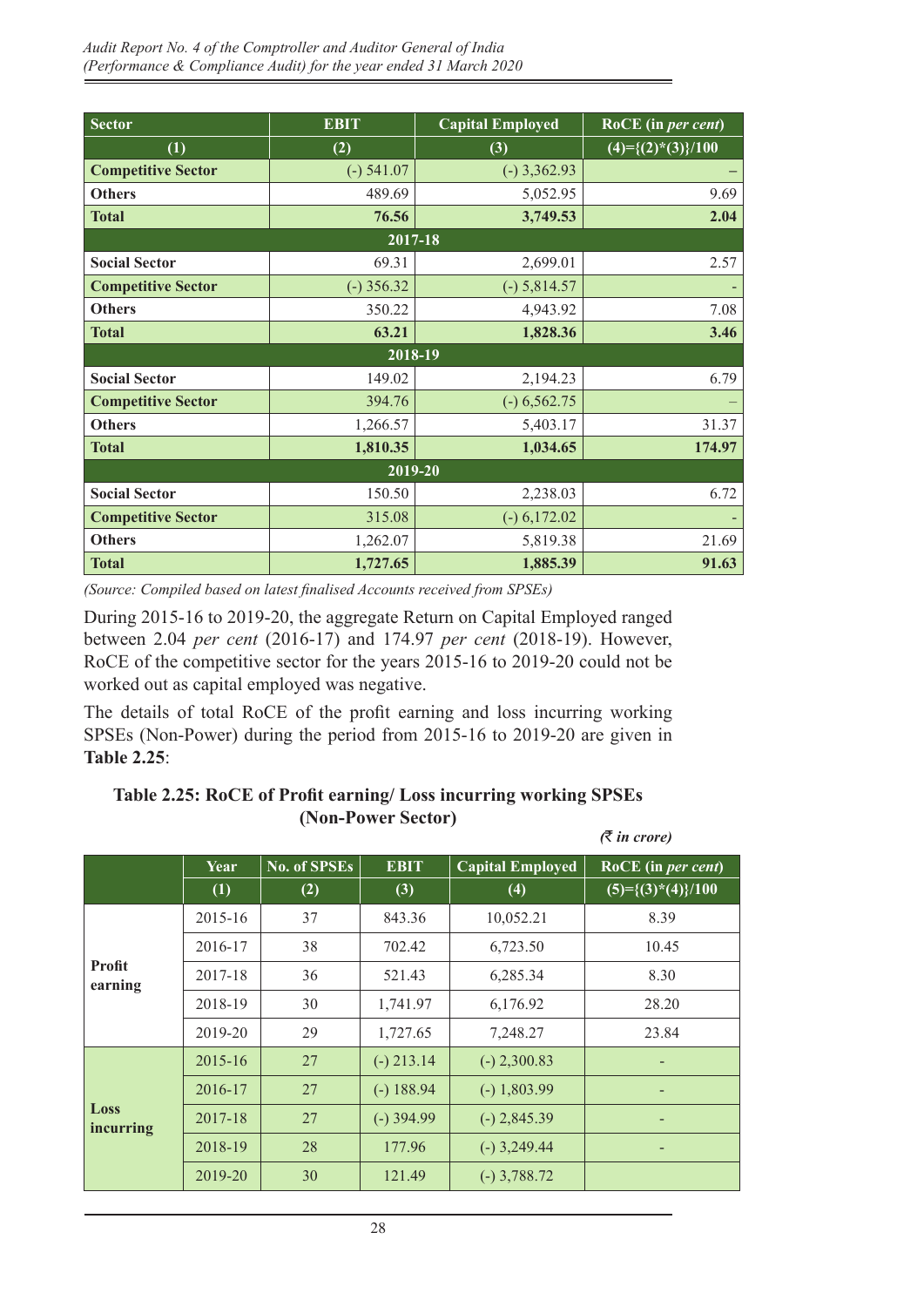| Sector | EBIT | Capital Employed | RoCE (in *per cent*) |
|---|---|---|---|
| (1) | (2) | (3) | (4)={(2)*(3)}/100 |
| **Competitive Sector** | (-) 541.07 | (-) 3,362.93 | – |
| **Others** | 489.69 | 5,052.95 | 9.69 |
| **Total** | **76.56** | **3,749.53** | **2.04** |
| | **2017-18** | | |
| **Social Sector** | 69.31 | 2,699.01 | 2.57 |
| **Competitive Sector** | (-) 356.32 | (-) 5,814.57 | - |
| **Others** | 350.22 | 4,943.92 | 7.08 |
| **Total** | **63.21** | **1,828.36** | **3.46** |
| | **2018-19** | | |
| **Social Sector** | 149.02 | 2,194.23 | 6.79 |
| **Competitive Sector** | 394.76 | (-) 6,562.75 | – |
| **Others** | 1,266.57 | 5,403.17 | 31.37 |
| **Total** | **1,810.35** | **1,034.65** | **174.97** |
| | **2019-20** | | |
| **Social Sector** | 150.50 | 2,238.03 | 6.72 |
| **Competitive Sector** | 315.08 | (-) 6,172.02 | - |
| **Others** | 1,262.07 | 5,819.38 | 21.69 |
| **Total** | **1,727.65** | **1,885.39** | **91.63** |

*(Source: Compiled based on latest finalised Accounts received from SPSEs)*

During 2015-16 to 2019-20, the aggregate Return on Capital Employed ranged between 2.04 *per cent* (2016-17) and 174.97 *per cent* (2018-19). However, RoCE of the competitive sector for the years 2015-16 to 2019-20 could not be worked out as capital employed was negative.

The details of total RoCE of the profit earning and loss incurring working SPSEs (Non-Power) during the period from 2015-16 to 2019-20 are given in **Table 2.25**:

**Table 2.25: RoCE of Profit earning/ Loss incurring working SPSEs (Non-Power Sector)**

*(₹ in crore)*

| | Year | No. of SPSEs | EBIT | Capital Employed | RoCE (in *per cent*) |
|---|---|---|---|---|---|
| | (1) | (2) | (3) | (4) | (5)={(3)*(4)}/100 |
| **Profit earning** | 2015-16 | 37 | 843.36 | 10,052.21 | 8.39 |
| | 2016-17 | 38 | 702.42 | 6,723.50 | 10.45 |
| | 2017-18 | 36 | 521.43 | 6,285.34 | 8.30 |
| | 2018-19 | 30 | 1,741.97 | 6,176.92 | 28.20 |
| | 2019-20 | 29 | 1,727.65 | 7,248.27 | 23.84 |
| **Loss incurring** | 2015-16 | 27 | (-) 213.14 | (-) 2,300.83 | - |
| | 2016-17 | 27 | (-) 188.94 | (-) 1,803.99 | - |
| | 2017-18 | 27 | (-) 394.99 | (-) 2,845.39 | - |
| | 2018-19 | 28 | 177.96 | (-) 3,249.44 | - |
| | 2019-20 | 30 | 121.49 | (-) 3,788.72 | |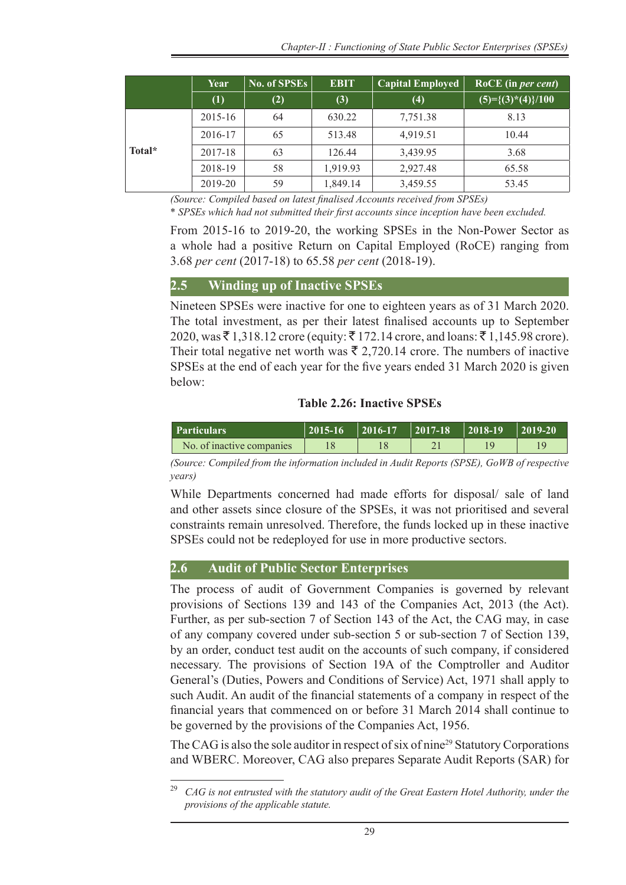| | Year | No. of SPSEs | EBIT | Capital Employed | RoCE (in *per cent*) |
|---|---|---|---|---|---|
| | (1) | (2) | (3) | (4) | (5)={(3)*(4)}/100 |
| Total* | 2015-16 | 64 | 630.22 | 7,751.38 | 8.13 |
| | 2016-17 | 65 | 513.48 | 4,919.51 | 10.44 |
| | 2017-18 | 63 | 126.44 | 3,439.95 | 3.68 |
| | 2018-19 | 58 | 1,919.93 | 2,927.48 | 65.58 |
| | 2019-20 | 59 | 1,849.14 | 3,459.55 | 53.45 |

*(Source: Compiled based on latest finalised Accounts received from SPSEs)*

\* *SPSEs which had not submitted their first accounts since inception have been excluded.*

From 2015-16 to 2019-20, the working SPSEs in the Non-Power Sector as a whole had a positive Return on Capital Employed (RoCE) ranging from 3.68 *per cent* (2017-18) to 65.58 *per cent* (2018-19).

## 2.5 Winding up of Inactive SPSEs

Nineteen SPSEs were inactive for one to eighteen years as of 31 March 2020. The total investment, as per their latest finalised accounts up to September 2020, was ₹ 1,318.12 crore (equity: ₹ 172.14 crore, and loans: ₹ 1,145.98 crore). Their total negative net worth was ₹ 2,720.14 crore. The numbers of inactive SPSEs at the end of each year for the five years ended 31 March 2020 is given below:

**Table 2.26: Inactive SPSEs**

| Particulars | 2015-16 | 2016-17 | 2017-18 | 2018-19 | 2019-20 |
|---|---|---|---|---|---|
| No. of inactive companies | 18 | 18 | 21 | 19 | 19 |

*(Source: Compiled from the information included in Audit Reports (SPSE), GoWB of respective years)*

While Departments concerned had made efforts for disposal/ sale of land and other assets since closure of the SPSEs, it was not prioritised and several constraints remain unresolved. Therefore, the funds locked up in these inactive SPSEs could not be redeployed for use in more productive sectors.

## 2.6 Audit of Public Sector Enterprises

The process of audit of Government Companies is governed by relevant provisions of Sections 139 and 143 of the Companies Act, 2013 (the Act). Further, as per sub-section 7 of Section 143 of the Act, the CAG may, in case of any company covered under sub-section 5 or sub-section 7 of Section 139, by an order, conduct test audit on the accounts of such company, if considered necessary. The provisions of Section 19A of the Comptroller and Auditor General's (Duties, Powers and Conditions of Service) Act, 1971 shall apply to such Audit. An audit of the financial statements of a company in respect of the financial years that commenced on or before 31 March 2014 shall continue to be governed by the provisions of the Companies Act, 1956.

The CAG is also the sole auditor in respect of six of nine[29] Statutory Corporations and WBERC. Moreover, CAG also prepares Separate Audit Reports (SAR) for

---

[29] *CAG is not entrusted with the statutory audit of the Great Eastern Hotel Authority, under the provisions of the applicable statute.*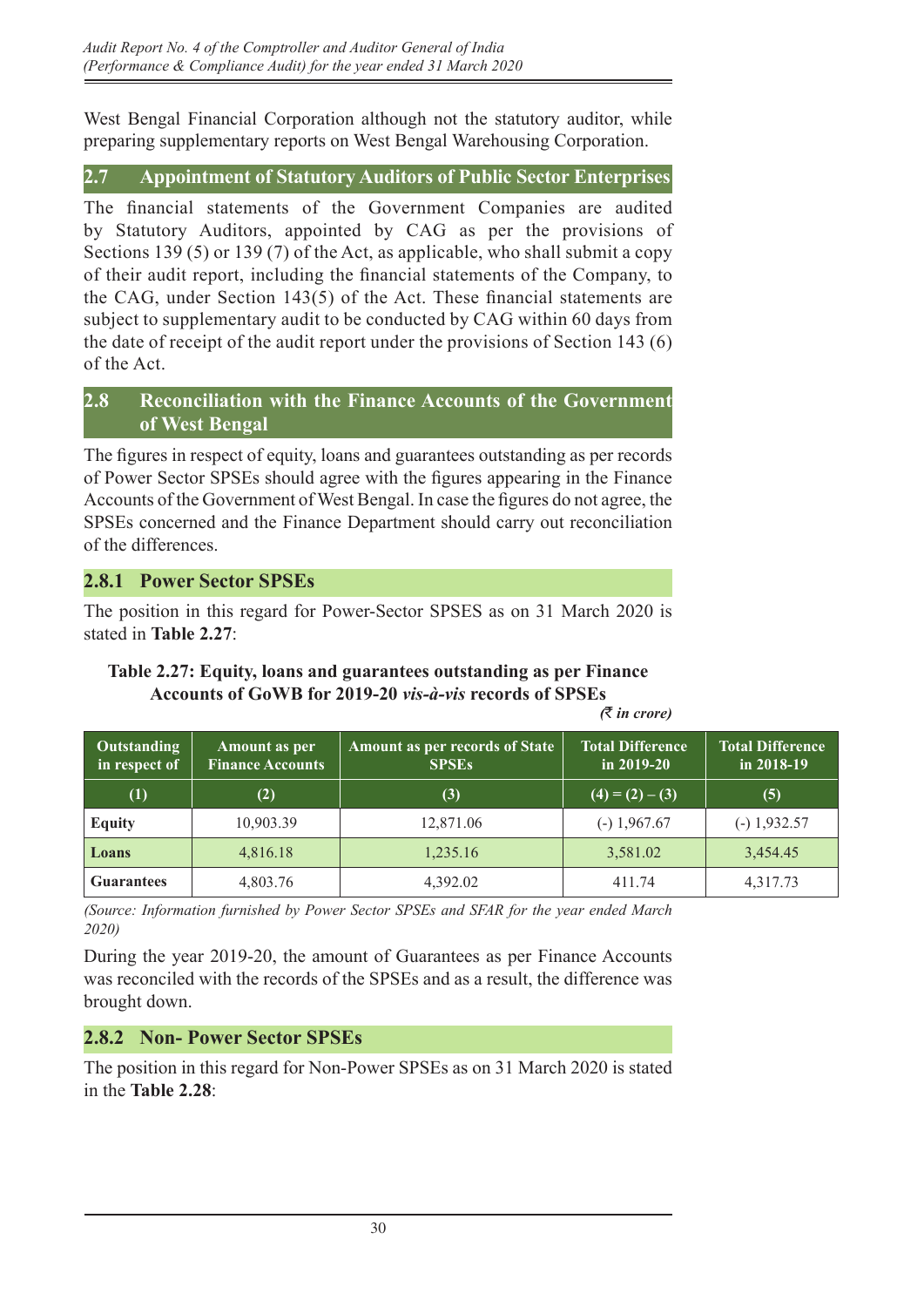West Bengal Financial Corporation although not the statutory auditor, while preparing supplementary reports on West Bengal Warehousing Corporation.

## 2.7 Appointment of Statutory Auditors of Public Sector Enterprises

The financial statements of the Government Companies are audited by Statutory Auditors, appointed by CAG as per the provisions of Sections 139 (5) or 139 (7) of the Act, as applicable, who shall submit a copy of their audit report, including the financial statements of the Company, to the CAG, under Section 143(5) of the Act. These financial statements are subject to supplementary audit to be conducted by CAG within 60 days from the date of receipt of the audit report under the provisions of Section 143 (6) of the Act.

## 2.8 Reconciliation with the Finance Accounts of the Government of West Bengal

The figures in respect of equity, loans and guarantees outstanding as per records of Power Sector SPSEs should agree with the figures appearing in the Finance Accounts of the Government of West Bengal. In case the figures do not agree, the SPSEs concerned and the Finance Department should carry out reconciliation of the differences.

### 2.8.1 Power Sector SPSEs

The position in this regard for Power-Sector SPSES as on 31 March 2020 is stated in **Table 2.27**:

**Table 2.27: Equity, loans and guarantees outstanding as per Finance Accounts of GoWB for 2019-20 *vis-à-vis* records of SPSEs**

*(₹ in crore)*

| Outstanding in respect of | Amount as per Finance Accounts | Amount as per records of State SPSEs | Total Difference in 2019-20 | Total Difference in 2018-19 |
|---|---|---|---|---|
| **(1)** | **(2)** | **(3)** | **(4) = (2) – (3)** | **(5)** |
| **Equity** | 10,903.39 | 12,871.06 | (-) 1,967.67 | (-) 1,932.57 |
| **Loans** | 4,816.18 | 1,235.16 | 3,581.02 | 3,454.45 |
| **Guarantees** | 4,803.76 | 4,392.02 | 411.74 | 4,317.73 |

*(Source: Information furnished by Power Sector SPSEs and SFAR for the year ended March 2020)*

During the year 2019-20, the amount of Guarantees as per Finance Accounts was reconciled with the records of the SPSEs and as a result, the difference was brought down.

### 2.8.2 Non- Power Sector SPSEs

The position in this regard for Non-Power SPSEs as on 31 March 2020 is stated in the **Table 2.28**: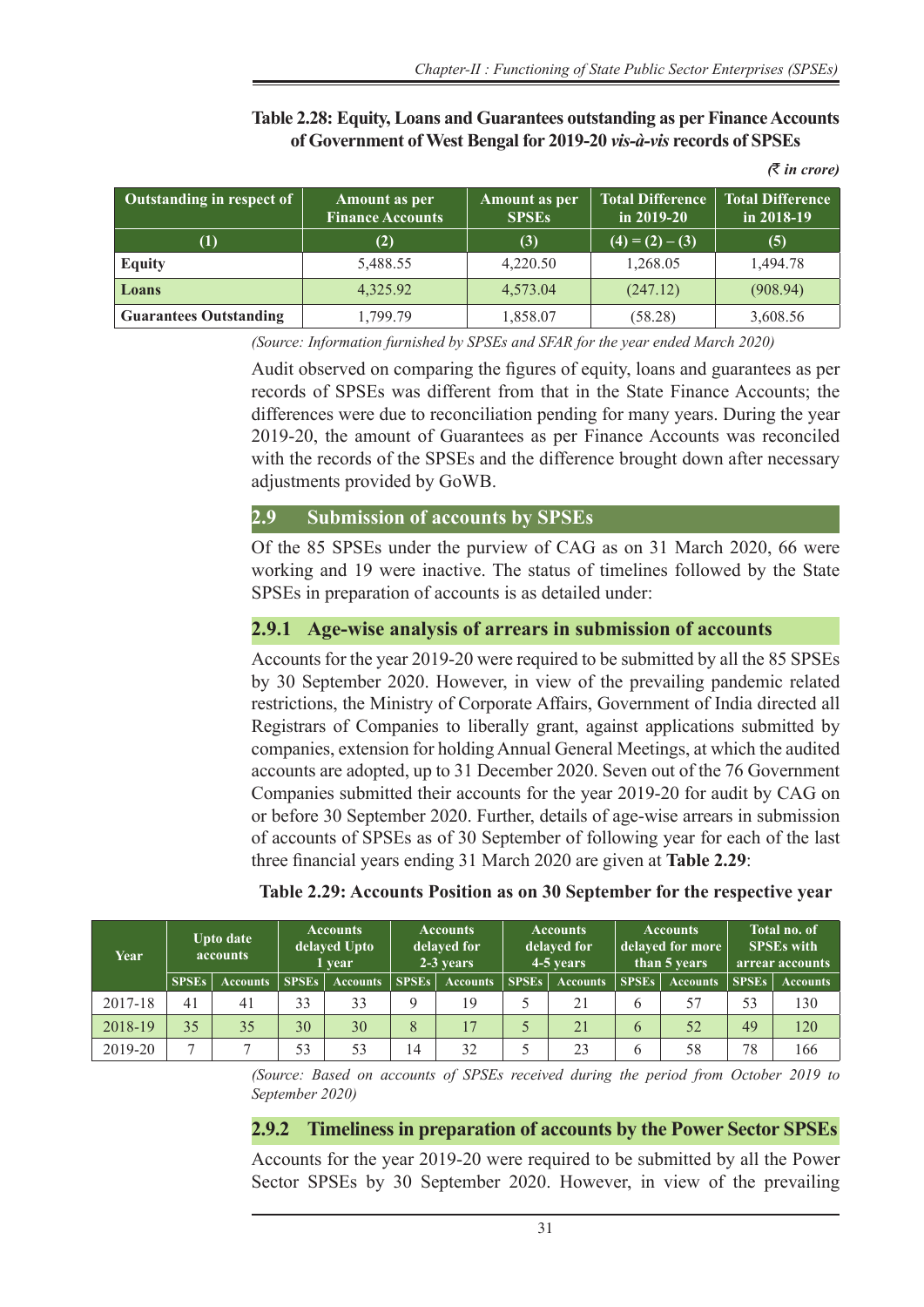**Table 2.28: Equity, Loans and Guarantees outstanding as per Finance Accounts of Government of West Bengal for 2019-20 *vis-à-vis* records of SPSEs**

*(₹ in crore)*

| Outstanding in respect of | Amount as per Finance Accounts | Amount as per SPSEs | Total Difference in 2019-20 | Total Difference in 2018-19 |
|---|---|---|---|---|
| (1) | (2) | (3) | (4) = (2) – (3) | (5) |
| **Equity** | 5,488.55 | 4,220.50 | 1,268.05 | 1,494.78 |
| **Loans** | 4,325.92 | 4,573.04 | (247.12) | (908.94) |
| **Guarantees Outstanding** | 1,799.79 | 1,858.07 | (58.28) | 3,608.56 |

*(Source: Information furnished by SPSEs and SFAR for the year ended March 2020)*

Audit observed on comparing the figures of equity, loans and guarantees as per records of SPSEs was different from that in the State Finance Accounts; the differences were due to reconciliation pending for many years. During the year 2019-20, the amount of Guarantees as per Finance Accounts was reconciled with the records of the SPSEs and the difference brought down after necessary adjustments provided by GoWB.

## 2.9 Submission of accounts by SPSEs

Of the 85 SPSEs under the purview of CAG as on 31 March 2020, 66 were working and 19 were inactive. The status of timelines followed by the State SPSEs in preparation of accounts is as detailed under:

### 2.9.1 Age-wise analysis of arrears in submission of accounts

Accounts for the year 2019-20 were required to be submitted by all the 85 SPSEs by 30 September 2020. However, in view of the prevailing pandemic related restrictions, the Ministry of Corporate Affairs, Government of India directed all Registrars of Companies to liberally grant, against applications submitted by companies, extension for holding Annual General Meetings, at which the audited accounts are adopted, up to 31 December 2020. Seven out of the 76 Government Companies submitted their accounts for the year 2019-20 for audit by CAG on or before 30 September 2020. Further, details of age-wise arrears in submission of accounts of SPSEs as of 30 September of following year for each of the last three financial years ending 31 March 2020 are given at **Table 2.29**:

**Table 2.29: Accounts Position as on 30 September for the respective year**

| Year | Upto date accounts | | Accounts delayed Upto 1 year | | Accounts delayed for 2-3 years | | Accounts delayed for 4-5 years | | Accounts delayed for more than 5 years | | Total no. of SPSEs with arrear accounts | |
|---|---|---|---|---|---|---|---|---|---|---|---|---|
| | SPSEs | Accounts | SPSEs | Accounts | SPSEs | Accounts | SPSEs | Accounts | SPSEs | Accounts | SPSEs | Accounts |
| 2017-18 | 41 | 41 | 33 | 33 | 9 | 19 | 5 | 21 | 6 | 57 | 53 | 130 |
| 2018-19 | 35 | 35 | 30 | 30 | 8 | 17 | 5 | 21 | 6 | 52 | 49 | 120 |
| 2019-20 | 7 | 7 | 53 | 53 | 14 | 32 | 5 | 23 | 6 | 58 | 78 | 166 |

*(Source: Based on accounts of SPSEs received during the period from October 2019 to September 2020)*

### 2.9.2 Timeliness in preparation of accounts by the Power Sector SPSEs

Accounts for the year 2019-20 were required to be submitted by all the Power Sector SPSEs by 30 September 2020. However, in view of the prevailing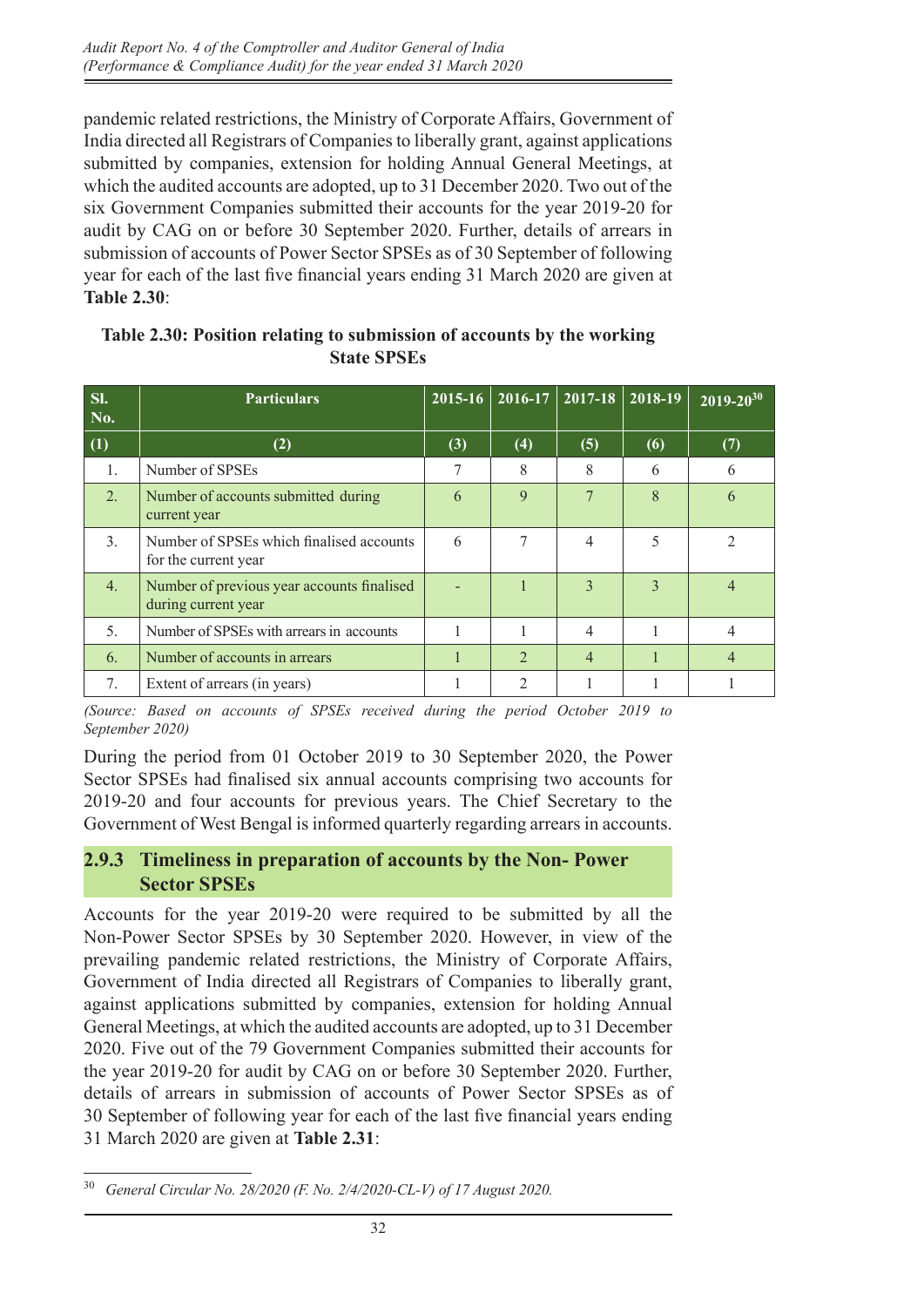pandemic related restrictions, the Ministry of Corporate Affairs, Government of India directed all Registrars of Companies to liberally grant, against applications submitted by companies, extension for holding Annual General Meetings, at which the audited accounts are adopted, up to 31 December 2020. Two out of the six Government Companies submitted their accounts for the year 2019-20 for audit by CAG on or before 30 September 2020. Further, details of arrears in submission of accounts of Power Sector SPSEs as of 30 September of following year for each of the last five financial years ending 31 March 2020 are given at **Table 2.30**:

**Table 2.30: Position relating to submission of accounts by the working State SPSEs**

| Sl. No. | Particulars | 2015-16 | 2016-17 | 2017-18 | 2018-19 | 2019-20[30] |
|---|---|---|---|---|---|---|
| (1) | (2) | (3) | (4) | (5) | (6) | (7) |
| 1. | Number of SPSEs | 7 | 8 | 8 | 6 | 6 |
| 2. | Number of accounts submitted during current year | 6 | 9 | 7 | 8 | 6 |
| 3. | Number of SPSEs which finalised accounts for the current year | 6 | 7 | 4 | 5 | 2 |
| 4. | Number of previous year accounts finalised during current year | - | 1 | 3 | 3 | 4 |
| 5. | Number of SPSEs with arrears in accounts | 1 | 1 | 4 | 1 | 4 |
| 6. | Number of accounts in arrears | 1 | 2 | 4 | 1 | 4 |
| 7. | Extent of arrears (in years) | 1 | 2 | 1 | 1 | 1 |

*(Source: Based on accounts of SPSEs received during the period October 2019 to September 2020)*

During the period from 01 October 2019 to 30 September 2020, the Power Sector SPSEs had finalised six annual accounts comprising two accounts for 2019-20 and four accounts for previous years. The Chief Secretary to the Government of West Bengal is informed quarterly regarding arrears in accounts.

### 2.9.3 Timeliness in preparation of accounts by the Non- Power Sector SPSEs

Accounts for the year 2019-20 were required to be submitted by all the Non-Power Sector SPSEs by 30 September 2020. However, in view of the prevailing pandemic related restrictions, the Ministry of Corporate Affairs, Government of India directed all Registrars of Companies to liberally grant, against applications submitted by companies, extension for holding Annual General Meetings, at which the audited accounts are adopted, up to 31 December 2020. Five out of the 79 Government Companies submitted their accounts for the year 2019-20 for audit by CAG on or before 30 September 2020. Further, details of arrears in submission of accounts of Power Sector SPSEs as of 30 September of following year for each of the last five financial years ending 31 March 2020 are given at **Table 2.31**:

---

[30] *General Circular No. 28/2020 (F. No. 2/4/2020-CL-V) of 17 August 2020.*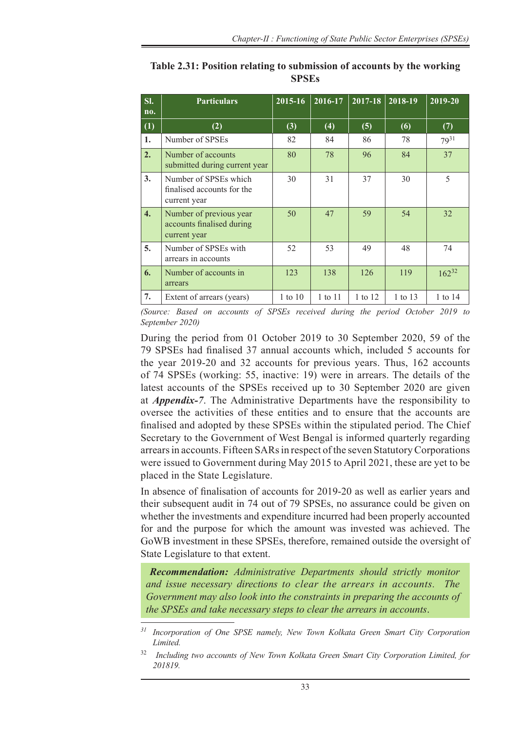**Table 2.31: Position relating to submission of accounts by the working SPSEs**

| Sl. no. | Particulars | 2015-16 | 2016-17 | 2017-18 | 2018-19 | 2019-20 |
|---|---|---|---|---|---|---|
| (1) | (2) | (3) | (4) | (5) | (6) | (7) |
| 1. | Number of SPSEs | 82 | 84 | 86 | 78 | 79[31] |
| 2. | Number of accounts submitted during current year | 80 | 78 | 96 | 84 | 37 |
| 3. | Number of SPSEs which finalised accounts for the current year | 30 | 31 | 37 | 30 | 5 |
| 4. | Number of previous year accounts finalised during current year | 50 | 47 | 59 | 54 | 32 |
| 5. | Number of SPSEs with arrears in accounts | 52 | 53 | 49 | 48 | 74 |
| 6. | Number of accounts in arrears | 123 | 138 | 126 | 119 | 162[32] |
| 7. | Extent of arrears (years) | 1 to 10 | 1 to 11 | 1 to 12 | 1 to 13 | 1 to 14 |

*(Source: Based on accounts of SPSEs received during the period October 2019 to September 2020)*

During the period from 01 October 2019 to 30 September 2020, 59 of the 79 SPSEs had finalised 37 annual accounts which, included 5 accounts for the year 2019-20 and 32 accounts for previous years. Thus, 162 accounts of 74 SPSEs (working: 55, inactive: 19) were in arrears. The details of the latest accounts of the SPSEs received up to 30 September 2020 are given at ***Appendix-7***. The Administrative Departments have the responsibility to oversee the activities of these entities and to ensure that the accounts are finalised and adopted by these SPSEs within the stipulated period. The Chief Secretary to the Government of West Bengal is informed quarterly regarding arrears in accounts. Fifteen SARs in respect of the seven Statutory Corporations were issued to Government during May 2015 to April 2021, these are yet to be placed in the State Legislature.

In absence of finalisation of accounts for 2019-20 as well as earlier years and their subsequent audit in 74 out of 79 SPSEs, no assurance could be given on whether the investments and expenditure incurred had been properly accounted for and the purpose for which the amount was invested was achieved. The GoWB investment in these SPSEs, therefore, remained outside the oversight of State Legislature to that extent.

> ***Recommendation:*** *Administrative Departments should strictly monitor and issue necessary directions to clear the arrears in accounts. The Government may also look into the constraints in preparing the accounts of the SPSEs and take necessary steps to clear the arrears in accounts.*

---

[31] *Incorporation of One SPSE namely, New Town Kolkata Green Smart City Corporation Limited.*

[32] *Including two accounts of New Town Kolkata Green Smart City Corporation Limited, for 201819.*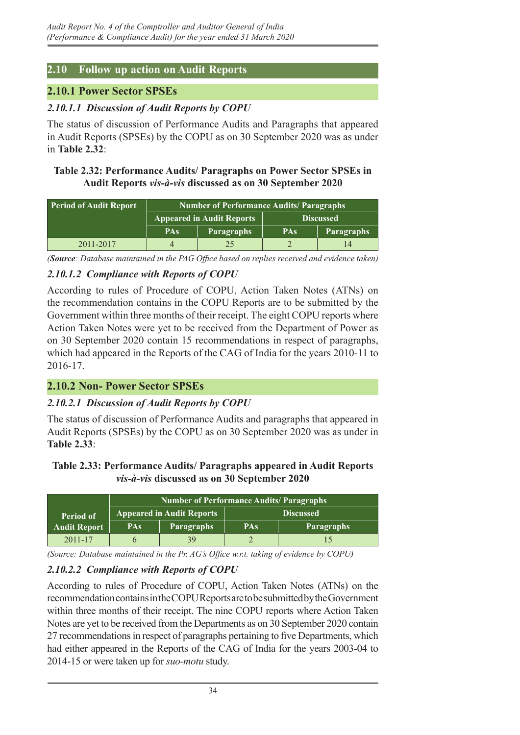## 2.10 Follow up action on Audit Reports

### 2.10.1 Power Sector SPSEs

#### *2.10.1.1 Discussion of Audit Reports by COPU*

The status of discussion of Performance Audits and Paragraphs that appeared in Audit Reports (SPSEs) by the COPU as on 30 September 2020 was as under in **Table 2.32**:

**Table 2.32: Performance Audits/ Paragraphs on Power Sector SPSEs in Audit Reports *vis-à-vis* discussed as on 30 September 2020**

| Period of Audit Report | Number of Performance Audits/ Paragraphs | | | |
|---|---|---|---|---|
| | Appeared in Audit Reports | | Discussed | |
| | PAs | Paragraphs | PAs | Paragraphs |
| 2011-2017 | 4 | 25 | 2 | 14 |

*(**Source**: Database maintained in the PAG Office based on replies received and evidence taken)*

#### *2.10.1.2 Compliance with Reports of COPU*

According to rules of Procedure of COPU, Action Taken Notes (ATNs) on the recommendation contains in the COPU Reports are to be submitted by the Government within three months of their receipt. The eight COPU reports where Action Taken Notes were yet to be received from the Department of Power as on 30 September 2020 contain 15 recommendations in respect of paragraphs, which had appeared in the Reports of the CAG of India for the years 2010-11 to 2016-17.

### 2.10.2 Non- Power Sector SPSEs

#### *2.10.2.1 Discussion of Audit Reports by COPU*

The status of discussion of Performance Audits and paragraphs that appeared in Audit Reports (SPSEs) by the COPU as on 30 September 2020 was as under in **Table 2.33**:

**Table 2.33: Performance Audits/ Paragraphs appeared in Audit Reports *vis-à-vis* discussed as on 30 September 2020**

| Period of Audit Report | Number of Performance Audits/ Paragraphs | | | |
|---|---|---|---|---|
| | Appeared in Audit Reports | | Discussed | |
| | PAs | Paragraphs | PAs | Paragraphs |
| 2011-17 | 6 | 39 | 2 | 15 |

*(Source: Database maintained in the Pr. AG's Office w.r.t. taking of evidence by COPU)*

#### *2.10.2.2 Compliance with Reports of COPU*

According to rules of Procedure of COPU, Action Taken Notes (ATNs) on the recommendation contains in the COPU Reports are to be submitted by the Government within three months of their receipt. The nine COPU reports where Action Taken Notes are yet to be received from the Departments as on 30 September 2020 contain 27 recommendations in respect of paragraphs pertaining to five Departments, which had either appeared in the Reports of the CAG of India for the years 2003-04 to 2014-15 or were taken up for *suo-motu* study.